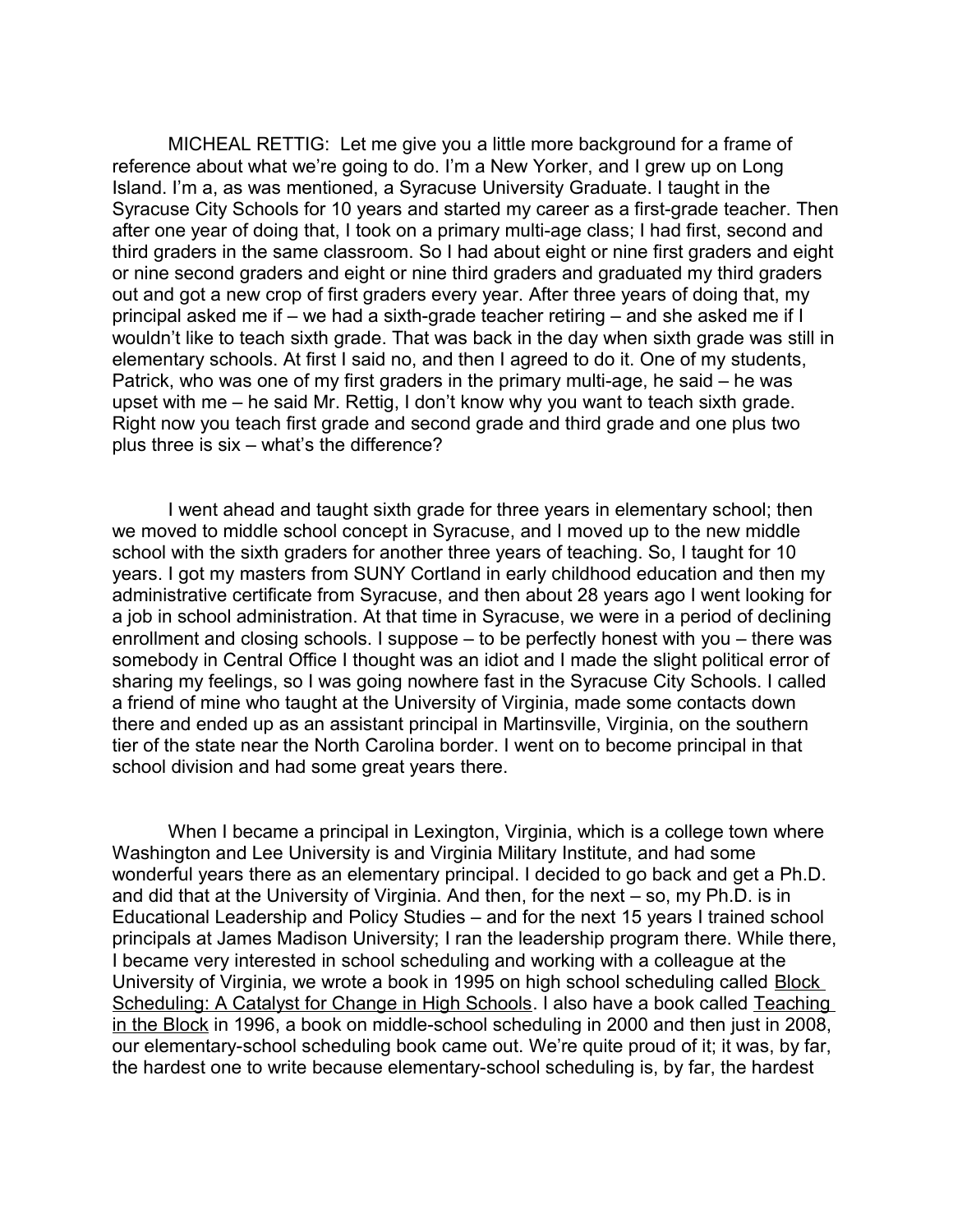MICHEAL RETTIG: Let me give you a little more background for a frame of reference about what we're going to do. I'm a New Yorker, and I grew up on Long Island. I'm a, as was mentioned, a Syracuse University Graduate. I taught in the Syracuse City Schools for 10 years and started my career as a first-grade teacher. Then after one year of doing that, I took on a primary multi-age class; I had first, second and third graders in the same classroom. So I had about eight or nine first graders and eight or nine second graders and eight or nine third graders and graduated my third graders out and got a new crop of first graders every year. After three years of doing that, my principal asked me if – we had a sixth-grade teacher retiring – and she asked me if I wouldn't like to teach sixth grade. That was back in the day when sixth grade was still in elementary schools. At first I said no, and then I agreed to do it. One of my students, Patrick, who was one of my first graders in the primary multi-age, he said – he was upset with me – he said Mr. Rettig, I don't know why you want to teach sixth grade. Right now you teach first grade and second grade and third grade and one plus two plus three is six – what's the difference?

I went ahead and taught sixth grade for three years in elementary school; then we moved to middle school concept in Syracuse, and I moved up to the new middle school with the sixth graders for another three years of teaching. So, I taught for 10 years. I got my masters from SUNY Cortland in early childhood education and then my administrative certificate from Syracuse, and then about 28 years ago I went looking for a job in school administration. At that time in Syracuse, we were in a period of declining enrollment and closing schools. I suppose – to be perfectly honest with you – there was somebody in Central Office I thought was an idiot and I made the slight political error of sharing my feelings, so I was going nowhere fast in the Syracuse City Schools. I called a friend of mine who taught at the University of Virginia, made some contacts down there and ended up as an assistant principal in Martinsville, Virginia, on the southern tier of the state near the North Carolina border. I went on to become principal in that school division and had some great years there.

When I became a principal in Lexington, Virginia, which is a college town where Washington and Lee University is and Virginia Military Institute, and had some wonderful years there as an elementary principal. I decided to go back and get a Ph.D. and did that at the University of Virginia. And then, for the next – so, my Ph.D. is in Educational Leadership and Policy Studies – and for the next 15 years I trained school principals at James Madison University; I ran the leadership program there. While there, I became very interested in school scheduling and working with a colleague at the University of Virginia, we wrote a book in 1995 on high school scheduling called Block Scheduling: A Catalyst for Change in High Schools. I also have a book called Teaching in the Block in 1996, a book on middle-school scheduling in 2000 and then just in 2008, our elementary-school scheduling book came out. We're quite proud of it; it was, by far, the hardest one to write because elementary-school scheduling is, by far, the hardest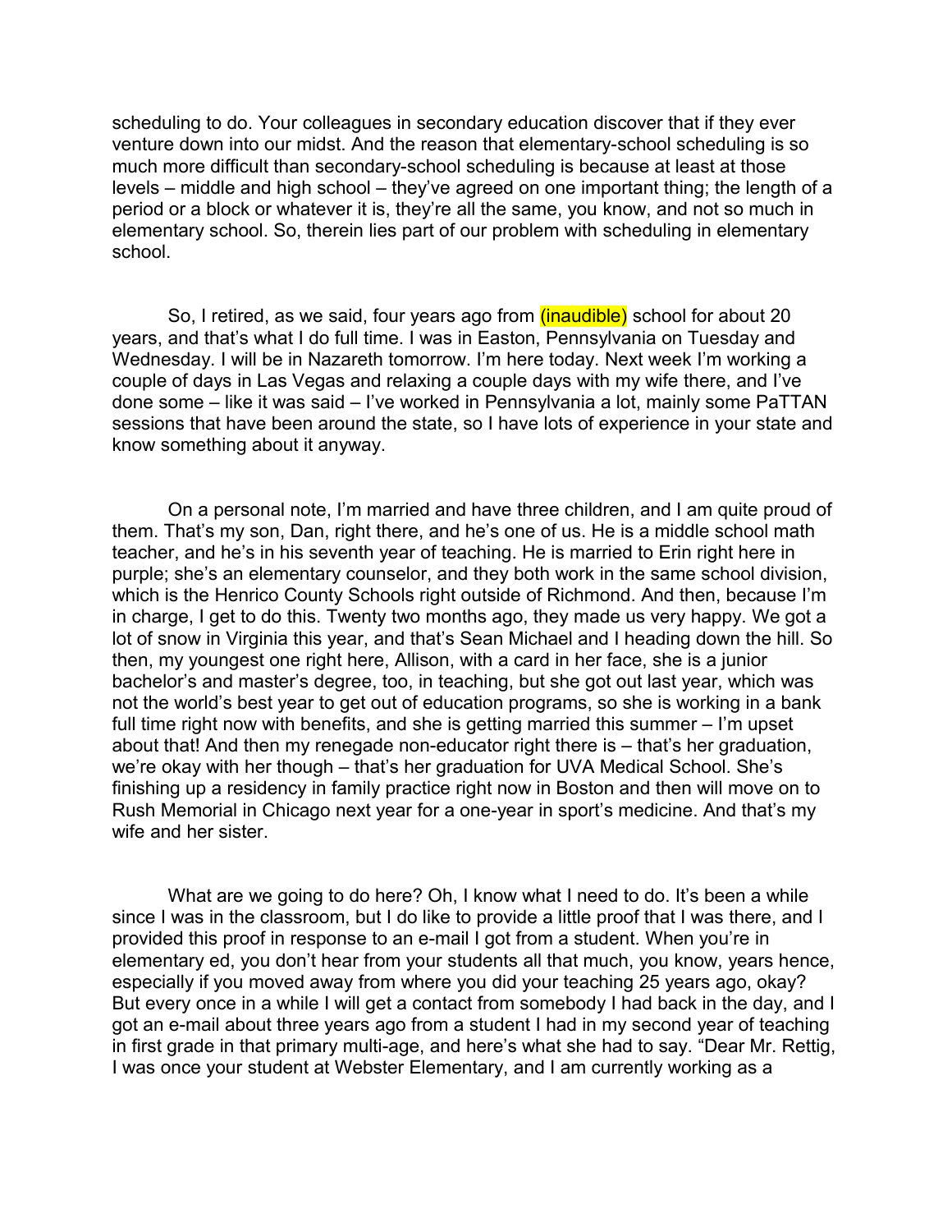scheduling to do. Your colleagues in secondary education discover that if they ever venture down into our midst. And the reason that elementary-school scheduling is so much more difficult than secondary-school scheduling is because at least at those levels – middle and high school – they've agreed on one important thing; the length of a period or a block or whatever it is, they're all the same, you know, and not so much in elementary school. So, therein lies part of our problem with scheduling in elementary school.

So, I retired, as we said, four years ago from (inaudible) school for about 20 years, and that's what I do full time. I was in Easton, Pennsylvania on Tuesday and Wednesday. I will be in Nazareth tomorrow. I'm here today. Next week I'm working a couple of days in Las Vegas and relaxing a couple days with my wife there, and I've done some – like it was said – I've worked in Pennsylvania a lot, mainly some PaTTAN sessions that have been around the state, so I have lots of experience in your state and know something about it anyway.

On a personal note, I'm married and have three children, and I am quite proud of them. That's my son, Dan, right there, and he's one of us. He is a middle school math teacher, and he's in his seventh year of teaching. He is married to Erin right here in purple; she's an elementary counselor, and they both work in the same school division, which is the Henrico County Schools right outside of Richmond. And then, because I'm in charge, I get to do this. Twenty two months ago, they made us very happy. We got a lot of snow in Virginia this year, and that's Sean Michael and I heading down the hill. So then, my youngest one right here, Allison, with a card in her face, she is a junior bachelor's and master's degree, too, in teaching, but she got out last year, which was not the world's best year to get out of education programs, so she is working in a bank full time right now with benefits, and she is getting married this summer – I'm upset about that! And then my renegade non-educator right there is – that's her graduation, we're okay with her though – that's her graduation for UVA Medical School. She's finishing up a residency in family practice right now in Boston and then will move on to Rush Memorial in Chicago next year for a one-year in sport's medicine. And that's my wife and her sister.

What are we going to do here? Oh, I know what I need to do. It's been a while since I was in the classroom, but I do like to provide a little proof that I was there, and I provided this proof in response to an e-mail I got from a student. When you're in elementary ed, you don't hear from your students all that much, you know, years hence, especially if you moved away from where you did your teaching 25 years ago, okay? But every once in a while I will get a contact from somebody I had back in the day, and I got an e-mail about three years ago from a student I had in my second year of teaching in first grade in that primary multi-age, and here's what she had to say. "Dear Mr. Rettig, I was once your student at Webster Elementary, and I am currently working as a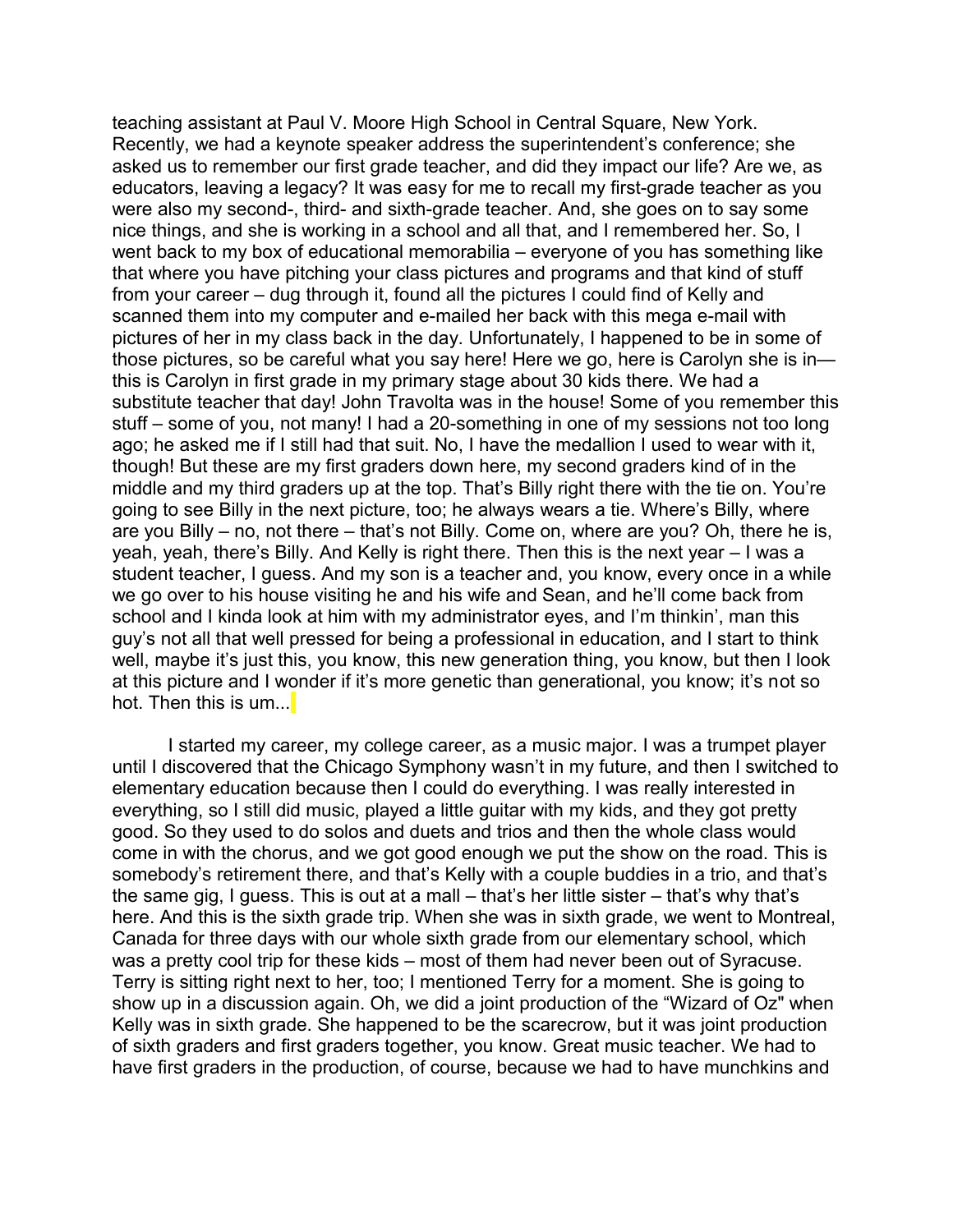teaching assistant at Paul V. Moore High School in Central Square, New York. Recently, we had a keynote speaker address the superintendent's conference; she asked us to remember our first grade teacher, and did they impact our life? Are we, as educators, leaving a legacy? It was easy for me to recall my first-grade teacher as you were also my second-, third- and sixth-grade teacher. And, she goes on to say some nice things, and she is working in a school and all that, and I remembered her. So, I went back to my box of educational memorabilia – everyone of you has something like that where you have pitching your class pictures and programs and that kind of stuff from your career – dug through it, found all the pictures I could find of Kelly and scanned them into my computer and e-mailed her back with this mega e-mail with pictures of her in my class back in the day. Unfortunately, I happened to be in some of those pictures, so be careful what you say here! Here we go, here is Carolyn she is in— this is Carolyn in first grade in my primary stage about 30 kids there. We had a substitute teacher that day! John Travolta was in the house! Some of you remember this stuff – some of you, not many! I had a 20-something in one of my sessions not too long ago; he asked me if I still had that suit. No, I have the medallion I used to wear with it, though! But these are my first graders down here, my second graders kind of in the middle and my third graders up at the top. That's Billy right there with the tie on. You're going to see Billy in the next picture, too; he always wears a tie. Where's Billy, where are you Billy – no, not there – that's not Billy. Come on, where are you? Oh, there he is, yeah, yeah, there's Billy. And Kelly is right there. Then this is the next year – I was a student teacher, I guess. And my son is a teacher and, you know, every once in a while we go over to his house visiting he and his wife and Sean, and he'll come back from school and I kinda look at him with my administrator eyes, and I'm thinkin', man this guy's not all that well pressed for being a professional in education, and I start to think well, maybe it's just this, you know, this new generation thing, you know, but then I look at this picture and I wonder if it's more genetic than generational, you know; it's not so hot. Then this is um...

I started my career, my college career, as a music major. I was a trumpet player until I discovered that the Chicago Symphony wasn't in my future, and then I switched to elementary education because then I could do everything. I was really interested in everything, so I still did music, played a little guitar with my kids, and they got pretty good. So they used to do solos and duets and trios and then the whole class would come in with the chorus, and we got good enough we put the show on the road. This is somebody's retirement there, and that's Kelly with a couple buddies in a trio, and that's the same gig, I guess. This is out at a mall – that's her little sister – that's why that's here. And this is the sixth grade trip. When she was in sixth grade, we went to Montreal, Canada for three days with our whole sixth grade from our elementary school, which was a pretty cool trip for these kids – most of them had never been out of Syracuse. Terry is sitting right next to her, too; I mentioned Terry for a moment. She is going to show up in a discussion again. Oh, we did a joint production of the "Wizard of Oz" when Kelly was in sixth grade. She happened to be the scarecrow, but it was joint production of sixth graders and first graders together, you know. Great music teacher. We had to have first graders in the production, of course, because we had to have munchkins and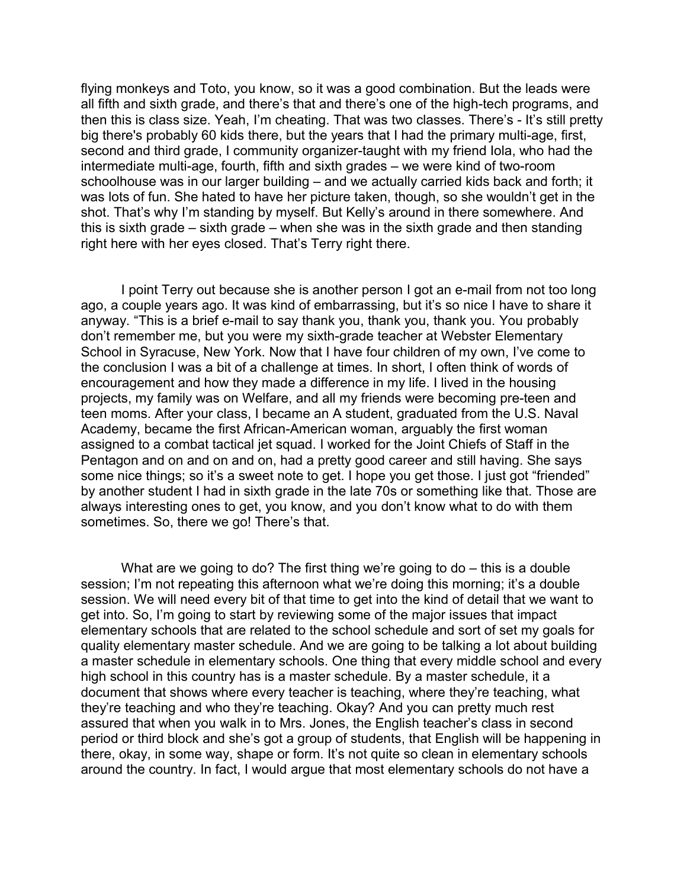flying monkeys and Toto, you know, so it was a good combination. But the leads were all fifth and sixth grade, and there's that and there's one of the high-tech programs, and then this is class size. Yeah, I'm cheating. That was two classes. There's - It's still pretty big there's probably 60 kids there, but the years that I had the primary multi-age, first, second and third grade, I community organizer-taught with my friend Iola, who had the intermediate multi-age, fourth, fifth and sixth grades – we were kind of two-room schoolhouse was in our larger building – and we actually carried kids back and forth; it was lots of fun. She hated to have her picture taken, though, so she wouldn't get in the shot. That's why I'm standing by myself. But Kelly's around in there somewhere. And this is sixth grade – sixth grade – when she was in the sixth grade and then standing right here with her eyes closed. That's Terry right there.

I point Terry out because she is another person I got an e-mail from not too long ago, a couple years ago. It was kind of embarrassing, but it's so nice I have to share it anyway. "This is a brief e-mail to say thank you, thank you, thank you. You probably don't remember me, but you were my sixth-grade teacher at Webster Elementary School in Syracuse, New York. Now that I have four children of my own, I've come to the conclusion I was a bit of a challenge at times. In short, I often think of words of encouragement and how they made a difference in my life. I lived in the housing projects, my family was on Welfare, and all my friends were becoming pre-teen and teen moms. After your class, I became an A student, graduated from the U.S. Naval Academy, became the first African-American woman, arguably the first woman assigned to a combat tactical jet squad. I worked for the Joint Chiefs of Staff in the Pentagon and on and on and on, had a pretty good career and still having. She says some nice things; so it's a sweet note to get. I hope you get those. I just got "friended" by another student I had in sixth grade in the late 70s or something like that. Those are always interesting ones to get, you know, and you don't know what to do with them sometimes. So, there we go! There's that.

What are we going to do? The first thing we're going to do – this is a double session; I'm not repeating this afternoon what we're doing this morning; it's a double session. We will need every bit of that time to get into the kind of detail that we want to get into. So, I'm going to start by reviewing some of the major issues that impact elementary schools that are related to the school schedule and sort of set my goals for quality elementary master schedule. And we are going to be talking a lot about building a master schedule in elementary schools. One thing that every middle school and every high school in this country has is a master schedule. By a master schedule, it a document that shows where every teacher is teaching, where they're teaching, what they're teaching and who they're teaching. Okay? And you can pretty much rest assured that when you walk in to Mrs. Jones, the English teacher's class in second period or third block and she's got a group of students, that English will be happening in there, okay, in some way, shape or form. It's not quite so clean in elementary schools around the country. In fact, I would argue that most elementary schools do not have a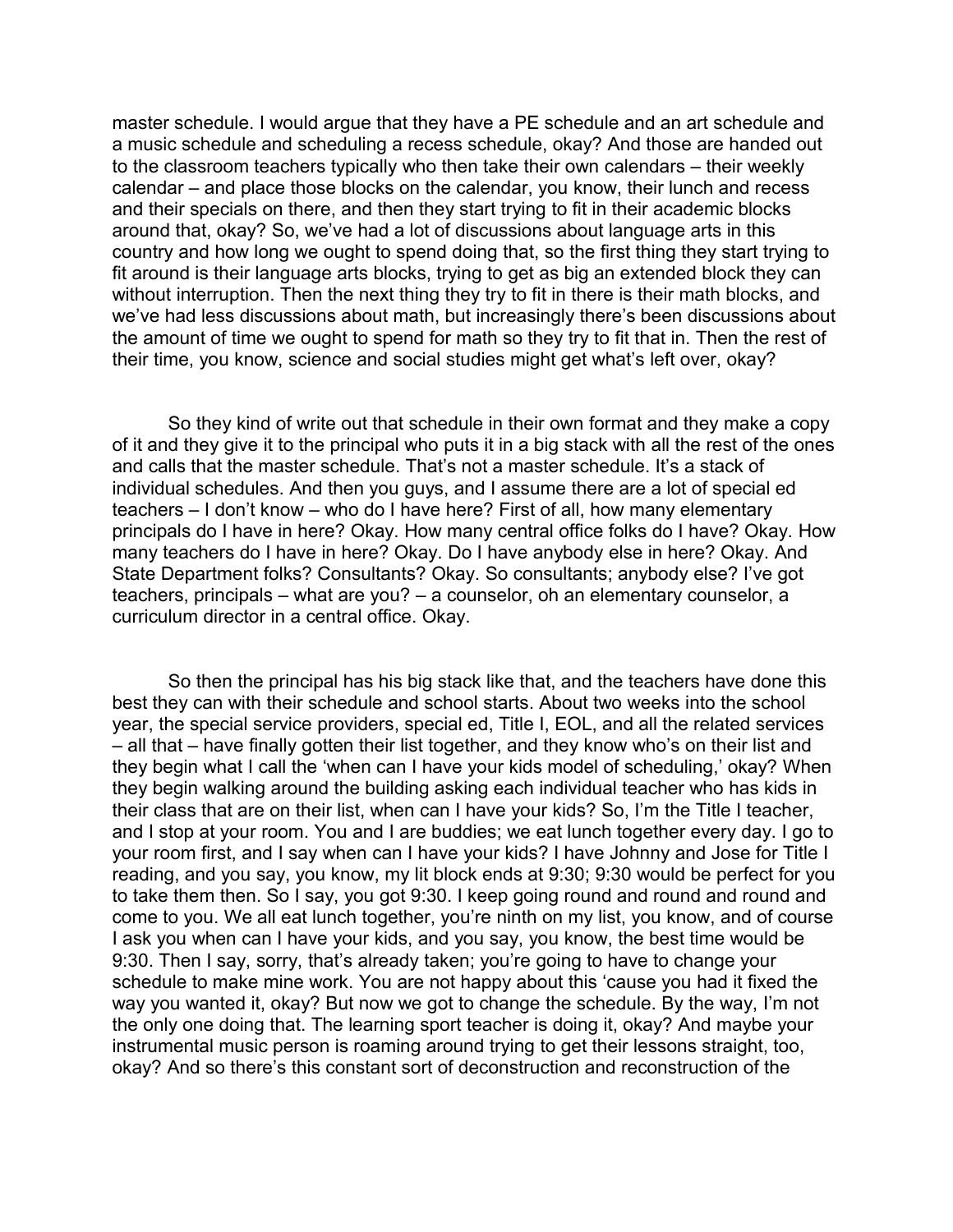master schedule. I would argue that they have a PE schedule and an art schedule and a music schedule and scheduling a recess schedule, okay? And those are handed out to the classroom teachers typically who then take their own calendars – their weekly calendar – and place those blocks on the calendar, you know, their lunch and recess and their specials on there, and then they start trying to fit in their academic blocks around that, okay? So, we've had a lot of discussions about language arts in this country and how long we ought to spend doing that, so the first thing they start trying to fit around is their language arts blocks, trying to get as big an extended block they can without interruption. Then the next thing they try to fit in there is their math blocks, and we've had less discussions about math, but increasingly there's been discussions about the amount of time we ought to spend for math so they try to fit that in. Then the rest of their time, you know, science and social studies might get what's left over, okay?

So they kind of write out that schedule in their own format and they make a copy of it and they give it to the principal who puts it in a big stack with all the rest of the ones and calls that the master schedule. That's not a master schedule. It's a stack of individual schedules. And then you guys, and I assume there are a lot of special ed teachers – I don't know – who do I have here? First of all, how many elementary principals do I have in here? Okay. How many central office folks do I have? Okay. How many teachers do I have in here? Okay. Do I have anybody else in here? Okay. And State Department folks? Consultants? Okay. So consultants; anybody else? I've got teachers, principals – what are you? – a counselor, oh an elementary counselor, a curriculum director in a central office. Okay.

So then the principal has his big stack like that, and the teachers have done this best they can with their schedule and school starts. About two weeks into the school year, the special service providers, special ed, Title I, EOL, and all the related services – all that – have finally gotten their list together, and they know who's on their list and they begin what I call the 'when can I have your kids model of scheduling,' okay? When they begin walking around the building asking each individual teacher who has kids in their class that are on their list, when can I have your kids? So, I'm the Title I teacher, and I stop at your room. You and I are buddies; we eat lunch together every day. I go to your room first, and I say when can I have your kids? I have Johnny and Jose for Title I reading, and you say, you know, my lit block ends at 9:30; 9:30 would be perfect for you to take them then. So I say, you got 9:30. I keep going round and round and round and come to you. We all eat lunch together, you're ninth on my list, you know, and of course I ask you when can I have your kids, and you say, you know, the best time would be 9:30. Then I say, sorry, that's already taken; you're going to have to change your schedule to make mine work. You are not happy about this 'cause you had it fixed the way you wanted it, okay? But now we got to change the schedule. By the way, I'm not the only one doing that. The learning sport teacher is doing it, okay? And maybe your instrumental music person is roaming around trying to get their lessons straight, too, okay? And so there's this constant sort of deconstruction and reconstruction of the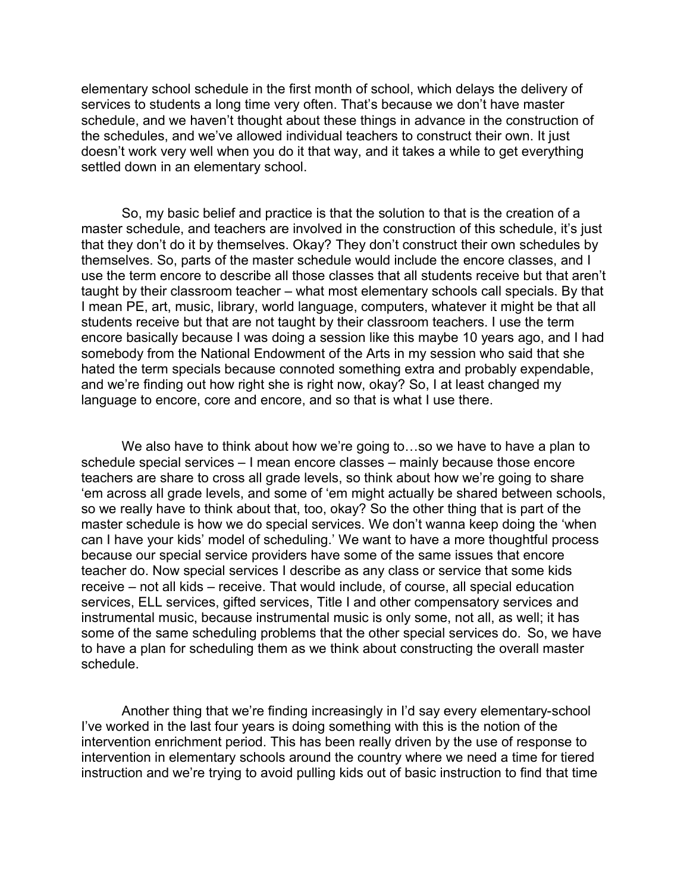elementary school schedule in the first month of school, which delays the delivery of services to students a long time very often. That's because we don't have master schedule, and we haven't thought about these things in advance in the construction of the schedules, and we've allowed individual teachers to construct their own. It just doesn't work very well when you do it that way, and it takes a while to get everything settled down in an elementary school.

So, my basic belief and practice is that the solution to that is the creation of a master schedule, and teachers are involved in the construction of this schedule, it's just that they don't do it by themselves. Okay? They don't construct their own schedules by themselves. So, parts of the master schedule would include the encore classes, and I use the term encore to describe all those classes that all students receive but that aren't taught by their classroom teacher – what most elementary schools call specials. By that I mean PE, art, music, library, world language, computers, whatever it might be that all students receive but that are not taught by their classroom teachers. I use the term encore basically because I was doing a session like this maybe 10 years ago, and I had somebody from the National Endowment of the Arts in my session who said that she hated the term specials because connoted something extra and probably expendable, and we're finding out how right she is right now, okay? So, I at least changed my language to encore, core and encore, and so that is what I use there.

We also have to think about how we're going to…so we have to have a plan to schedule special services – I mean encore classes – mainly because those encore teachers are share to cross all grade levels, so think about how we're going to share 'em across all grade levels, and some of 'em might actually be shared between schools, so we really have to think about that, too, okay? So the other thing that is part of the master schedule is how we do special services. We don't wanna keep doing the 'when can I have your kids' model of scheduling.' We want to have a more thoughtful process because our special service providers have some of the same issues that encore teacher do. Now special services I describe as any class or service that some kids receive – not all kids – receive. That would include, of course, all special education services, ELL services, gifted services, Title I and other compensatory services and instrumental music, because instrumental music is only some, not all, as well; it has some of the same scheduling problems that the other special services do. So, we have to have a plan for scheduling them as we think about constructing the overall master schedule.

Another thing that we're finding increasingly in I'd say every elementary-school I've worked in the last four years is doing something with this is the notion of the intervention enrichment period. This has been really driven by the use of response to intervention in elementary schools around the country where we need a time for tiered instruction and we're trying to avoid pulling kids out of basic instruction to find that time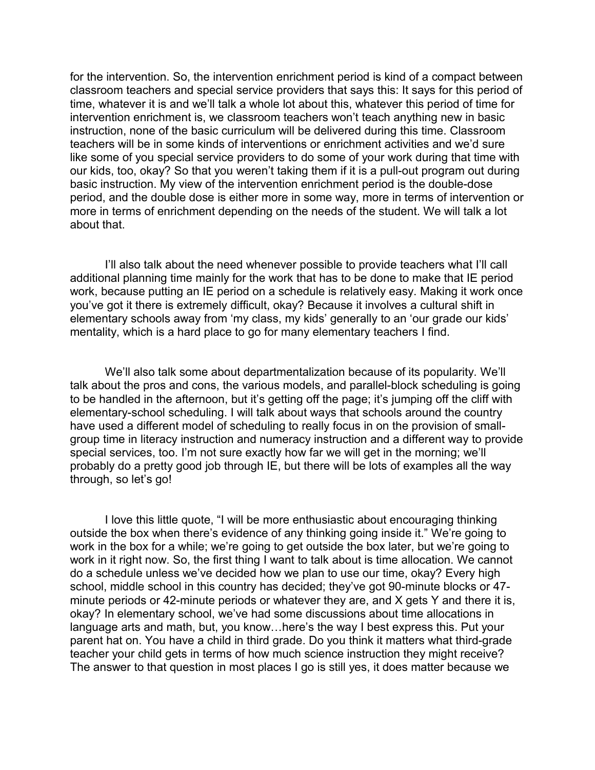for the intervention. So, the intervention enrichment period is kind of a compact between classroom teachers and special service providers that says this: It says for this period of time, whatever it is and we'll talk a whole lot about this, whatever this period of time for intervention enrichment is, we classroom teachers won't teach anything new in basic instruction, none of the basic curriculum will be delivered during this time. Classroom teachers will be in some kinds of interventions or enrichment activities and we'd sure like some of you special service providers to do some of your work during that time with our kids, too, okay? So that you weren't taking them if it is a pull-out program out during basic instruction. My view of the intervention enrichment period is the double-dose period, and the double dose is either more in some way, more in terms of intervention or more in terms of enrichment depending on the needs of the student. We will talk a lot about that.

I'll also talk about the need whenever possible to provide teachers what I'll call additional planning time mainly for the work that has to be done to make that IE period work, because putting an IE period on a schedule is relatively easy. Making it work once you've got it there is extremely difficult, okay? Because it involves a cultural shift in elementary schools away from 'my class, my kids' generally to an 'our grade our kids' mentality, which is a hard place to go for many elementary teachers I find.

We'll also talk some about departmentalization because of its popularity. We'll talk about the pros and cons, the various models, and parallel-block scheduling is going to be handled in the afternoon, but it's getting off the page; it's jumping off the cliff with elementary-school scheduling. I will talk about ways that schools around the country have used a different model of scheduling to really focus in on the provision of small-group time in literacy instruction and numeracy instruction and a different way to provide special services, too. I'm not sure exactly how far we will get in the morning; we'll probably do a pretty good job through IE, but there will be lots of examples all the way through, so let's go!

I love this little quote, "I will be more enthusiastic about encouraging thinking outside the box when there's evidence of any thinking going inside it." We're going to work in the box for a while; we're going to get outside the box later, but we're going to work in it right now. So, the first thing I want to talk about is time allocation. We cannot do a schedule unless we've decided how we plan to use our time, okay? Every high school, middle school in this country has decided; they've got 90-minute blocks or 47-minute periods or 42-minute periods or whatever they are, and X gets Y and there it is, okay? In elementary school, we've had some discussions about time allocations in language arts and math, but, you know…here's the way I best express this. Put your parent hat on. You have a child in third grade. Do you think it matters what third-grade teacher your child gets in terms of how much science instruction they might receive? The answer to that question in most places I go is still yes, it does matter because we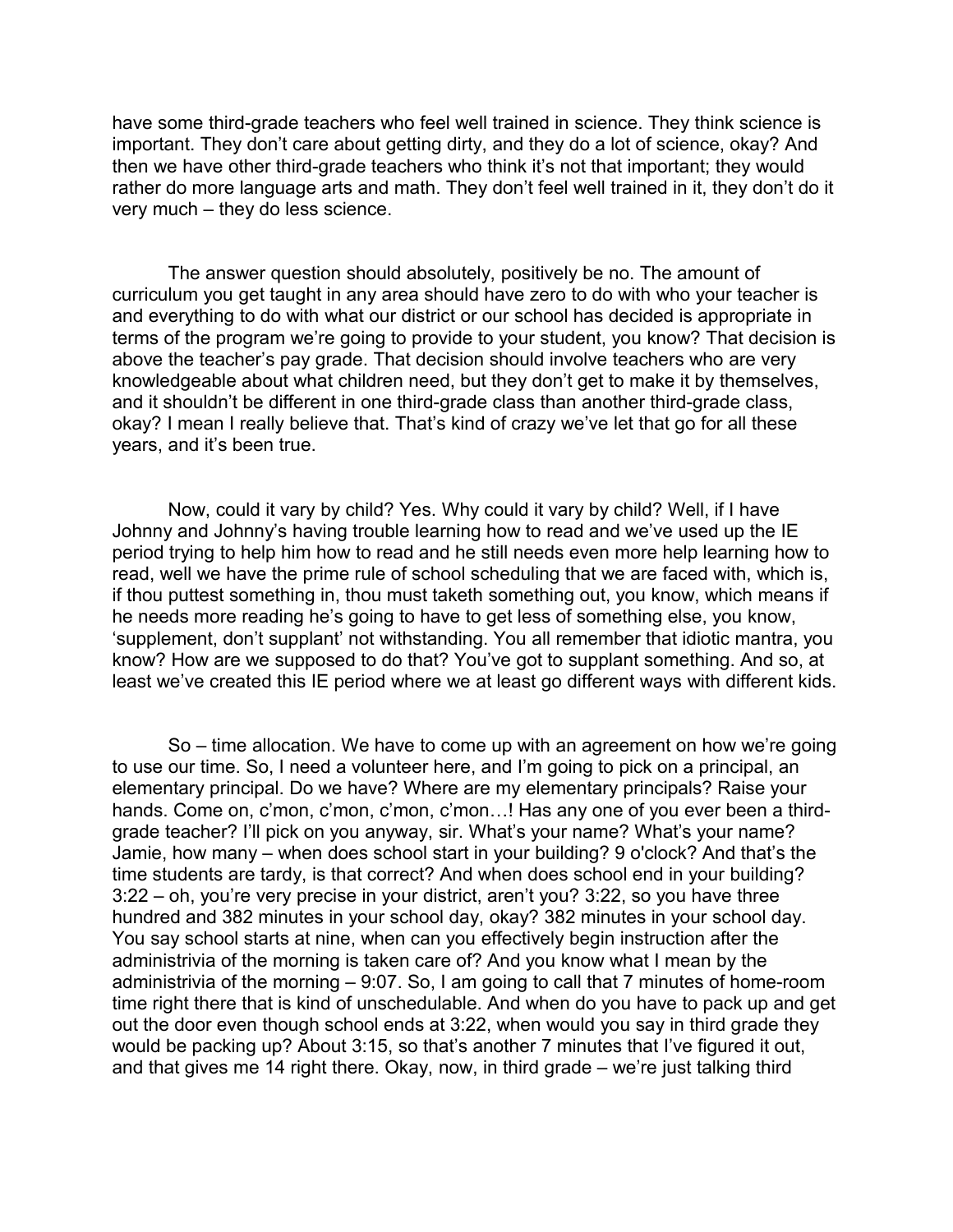have some third-grade teachers who feel well trained in science. They think science is important. They don't care about getting dirty, and they do a lot of science, okay? And then we have other third-grade teachers who think it's not that important; they would rather do more language arts and math. They don't feel well trained in it, they don't do it very much – they do less science.

The answer question should absolutely, positively be no. The amount of curriculum you get taught in any area should have zero to do with who your teacher is and everything to do with what our district or our school has decided is appropriate in terms of the program we're going to provide to your student, you know? That decision is above the teacher's pay grade. That decision should involve teachers who are very knowledgeable about what children need, but they don't get to make it by themselves, and it shouldn't be different in one third-grade class than another third-grade class, okay? I mean I really believe that. That's kind of crazy we've let that go for all these years, and it's been true.

Now, could it vary by child? Yes. Why could it vary by child? Well, if I have Johnny and Johnny's having trouble learning how to read and we've used up the IE period trying to help him how to read and he still needs even more help learning how to read, well we have the prime rule of school scheduling that we are faced with, which is, if thou puttest something in, thou must taketh something out, you know, which means if he needs more reading he's going to have to get less of something else, you know, 'supplement, don't supplant' not withstanding. You all remember that idiotic mantra, you know? How are we supposed to do that? You've got to supplant something. And so, at least we've created this IE period where we at least go different ways with different kids.

So – time allocation. We have to come up with an agreement on how we're going to use our time. So, I need a volunteer here, and I'm going to pick on a principal, an elementary principal. Do we have? Where are my elementary principals? Raise your hands. Come on, c'mon, c'mon, c'mon, c'mon…! Has any one of you ever been a third-grade teacher? I'll pick on you anyway, sir. What's your name? What's your name? Jamie, how many – when does school start in your building? 9 o'clock? And that's the time students are tardy, is that correct? And when does school end in your building? 3:22 – oh, you're very precise in your district, aren't you? 3:22, so you have three hundred and 382 minutes in your school day, okay? 382 minutes in your school day. You say school starts at nine, when can you effectively begin instruction after the administrivia of the morning is taken care of? And you know what I mean by the administrivia of the morning – 9:07. So, I am going to call that 7 minutes of home-room time right there that is kind of unschedulable. And when do you have to pack up and get out the door even though school ends at 3:22, when would you say in third grade they would be packing up? About 3:15, so that's another 7 minutes that I've figured it out, and that gives me 14 right there. Okay, now, in third grade – we're just talking third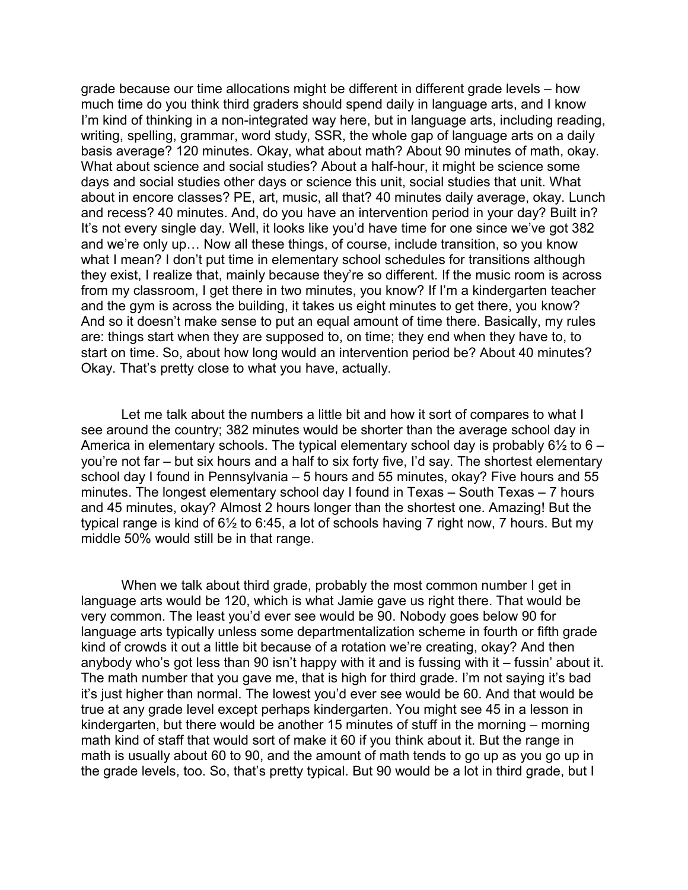grade because our time allocations might be different in different grade levels – how much time do you think third graders should spend daily in language arts, and I know I'm kind of thinking in a non-integrated way here, but in language arts, including reading, writing, spelling, grammar, word study, SSR, the whole gap of language arts on a daily basis average? 120 minutes. Okay, what about math? About 90 minutes of math, okay. What about science and social studies? About a half-hour, it might be science some days and social studies other days or science this unit, social studies that unit. What about in encore classes? PE, art, music, all that? 40 minutes daily average, okay. Lunch and recess? 40 minutes. And, do you have an intervention period in your day? Built in? It's not every single day. Well, it looks like you'd have time for one since we've got 382 and we're only up… Now all these things, of course, include transition, so you know what I mean? I don't put time in elementary school schedules for transitions although they exist, I realize that, mainly because they're so different. If the music room is across from my classroom, I get there in two minutes, you know? If I'm a kindergarten teacher and the gym is across the building, it takes us eight minutes to get there, you know? And so it doesn't make sense to put an equal amount of time there. Basically, my rules are: things start when they are supposed to, on time; they end when they have to, to start on time. So, about how long would an intervention period be? About 40 minutes? Okay. That's pretty close to what you have, actually.

Let me talk about the numbers a little bit and how it sort of compares to what I see around the country; 382 minutes would be shorter than the average school day in America in elementary schools. The typical elementary school day is probably 6½ to 6 – you're not far – but six hours and a half to six forty five, I'd say. The shortest elementary school day I found in Pennsylvania – 5 hours and 55 minutes, okay? Five hours and 55 minutes. The longest elementary school day I found in Texas – South Texas – 7 hours and 45 minutes, okay? Almost 2 hours longer than the shortest one. Amazing! But the typical range is kind of 6½ to 6:45, a lot of schools having 7 right now, 7 hours. But my middle 50% would still be in that range.

When we talk about third grade, probably the most common number I get in language arts would be 120, which is what Jamie gave us right there. That would be very common. The least you'd ever see would be 90. Nobody goes below 90 for language arts typically unless some departmentalization scheme in fourth or fifth grade kind of crowds it out a little bit because of a rotation we're creating, okay? And then anybody who's got less than 90 isn't happy with it and is fussing with it – fussin' about it. The math number that you gave me, that is high for third grade. I'm not saying it's bad it's just higher than normal. The lowest you'd ever see would be 60. And that would be true at any grade level except perhaps kindergarten. You might see 45 in a lesson in kindergarten, but there would be another 15 minutes of stuff in the morning – morning math kind of staff that would sort of make it 60 if you think about it. But the range in math is usually about 60 to 90, and the amount of math tends to go up as you go up in the grade levels, too. So, that's pretty typical. But 90 would be a lot in third grade, but I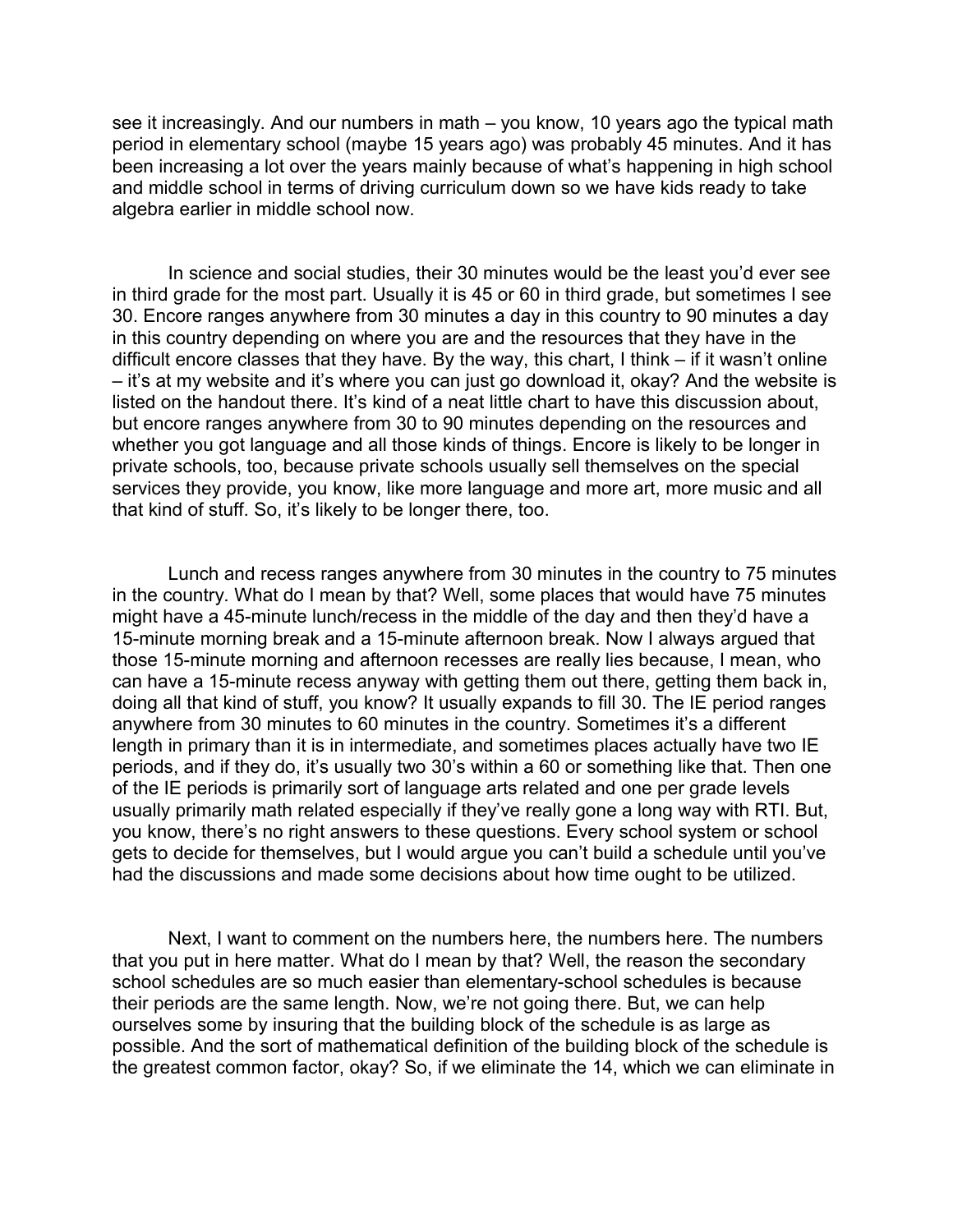see it increasingly. And our numbers in math – you know, 10 years ago the typical math period in elementary school (maybe 15 years ago) was probably 45 minutes. And it has been increasing a lot over the years mainly because of what's happening in high school and middle school in terms of driving curriculum down so we have kids ready to take algebra earlier in middle school now.

In science and social studies, their 30 minutes would be the least you'd ever see in third grade for the most part. Usually it is 45 or 60 in third grade, but sometimes I see 30. Encore ranges anywhere from 30 minutes a day in this country to 90 minutes a day in this country depending on where you are and the resources that they have in the difficult encore classes that they have. By the way, this chart, I think – if it wasn't online – it's at my website and it's where you can just go download it, okay? And the website is listed on the handout there. It's kind of a neat little chart to have this discussion about, but encore ranges anywhere from 30 to 90 minutes depending on the resources and whether you got language and all those kinds of things. Encore is likely to be longer in private schools, too, because private schools usually sell themselves on the special services they provide, you know, like more language and more art, more music and all that kind of stuff. So, it's likely to be longer there, too.

Lunch and recess ranges anywhere from 30 minutes in the country to 75 minutes in the country. What do I mean by that? Well, some places that would have 75 minutes might have a 45-minute lunch/recess in the middle of the day and then they'd have a 15-minute morning break and a 15-minute afternoon break. Now I always argued that those 15-minute morning and afternoon recesses are really lies because, I mean, who can have a 15-minute recess anyway with getting them out there, getting them back in, doing all that kind of stuff, you know? It usually expands to fill 30. The IE period ranges anywhere from 30 minutes to 60 minutes in the country. Sometimes it's a different length in primary than it is in intermediate, and sometimes places actually have two IE periods, and if they do, it's usually two 30's within a 60 or something like that. Then one of the IE periods is primarily sort of language arts related and one per grade levels usually primarily math related especially if they've really gone a long way with RTI. But, you know, there's no right answers to these questions. Every school system or school gets to decide for themselves, but I would argue you can't build a schedule until you've had the discussions and made some decisions about how time ought to be utilized.

Next, I want to comment on the numbers here, the numbers here. The numbers that you put in here matter. What do I mean by that? Well, the reason the secondary school schedules are so much easier than elementary-school schedules is because their periods are the same length. Now, we're not going there. But, we can help ourselves some by insuring that the building block of the schedule is as large as possible. And the sort of mathematical definition of the building block of the schedule is the greatest common factor, okay? So, if we eliminate the 14, which we can eliminate in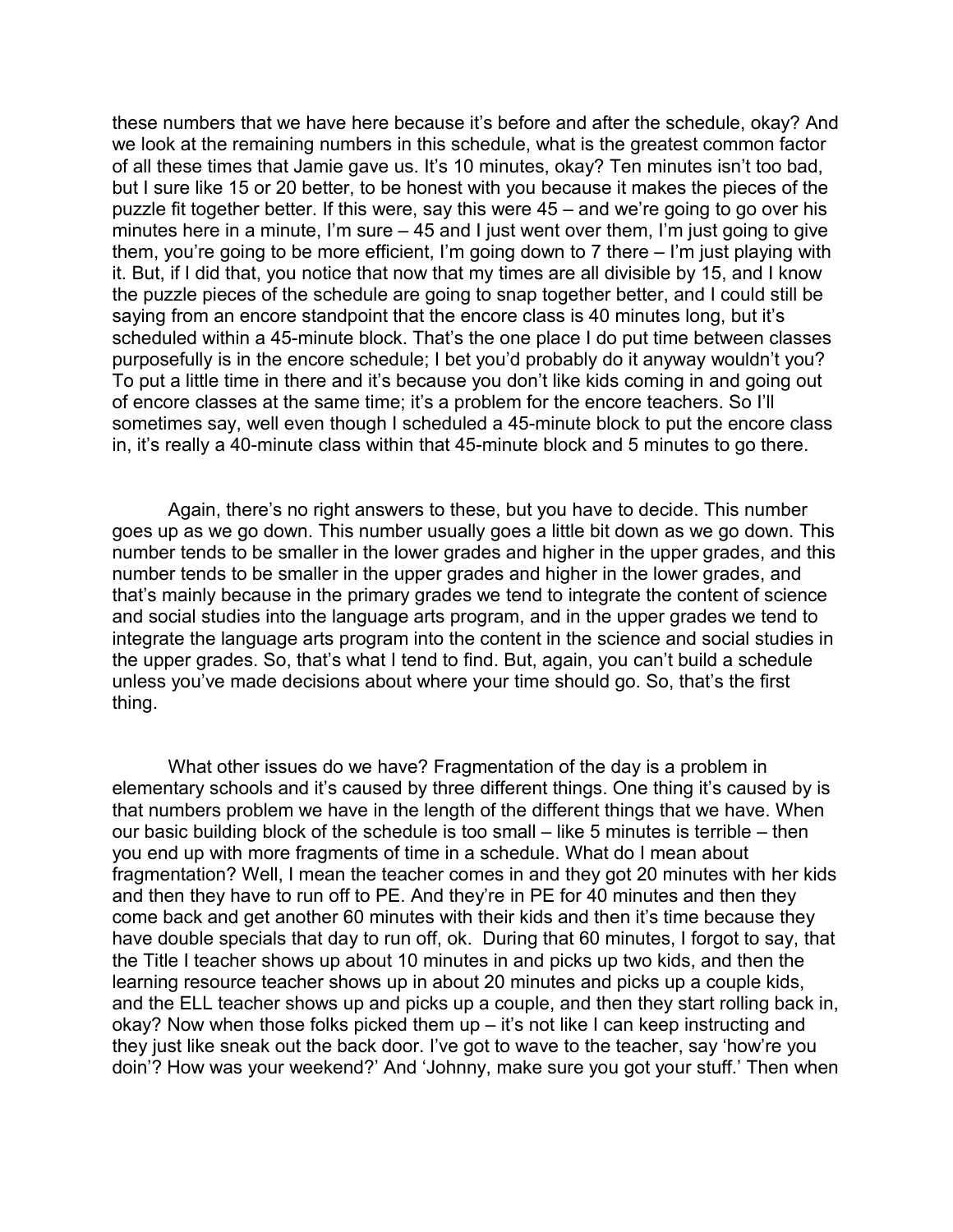these numbers that we have here because it's before and after the schedule, okay? And we look at the remaining numbers in this schedule, what is the greatest common factor of all these times that Jamie gave us. It's 10 minutes, okay? Ten minutes isn't too bad, but I sure like 15 or 20 better, to be honest with you because it makes the pieces of the puzzle fit together better. If this were, say this were 45 – and we're going to go over his minutes here in a minute, I'm sure – 45 and I just went over them, I'm just going to give them, you're going to be more efficient, I'm going down to 7 there – I'm just playing with it. But, if I did that, you notice that now that my times are all divisible by 15, and I know the puzzle pieces of the schedule are going to snap together better, and I could still be saying from an encore standpoint that the encore class is 40 minutes long, but it's scheduled within a 45-minute block. That's the one place I do put time between classes purposefully is in the encore schedule; I bet you'd probably do it anyway wouldn't you? To put a little time in there and it's because you don't like kids coming in and going out of encore classes at the same time; it's a problem for the encore teachers. So I'll sometimes say, well even though I scheduled a 45-minute block to put the encore class in, it's really a 40-minute class within that 45-minute block and 5 minutes to go there.

Again, there's no right answers to these, but you have to decide. This number goes up as we go down. This number usually goes a little bit down as we go down. This number tends to be smaller in the lower grades and higher in the upper grades, and this number tends to be smaller in the upper grades and higher in the lower grades, and that's mainly because in the primary grades we tend to integrate the content of science and social studies into the language arts program, and in the upper grades we tend to integrate the language arts program into the content in the science and social studies in the upper grades. So, that's what I tend to find. But, again, you can't build a schedule unless you've made decisions about where your time should go. So, that's the first thing.

What other issues do we have? Fragmentation of the day is a problem in elementary schools and it's caused by three different things. One thing it's caused by is that numbers problem we have in the length of the different things that we have. When our basic building block of the schedule is too small – like 5 minutes is terrible – then you end up with more fragments of time in a schedule. What do I mean about fragmentation? Well, I mean the teacher comes in and they got 20 minutes with her kids and then they have to run off to PE. And they're in PE for 40 minutes and then they come back and get another 60 minutes with their kids and then it's time because they have double specials that day to run off, ok. During that 60 minutes, I forgot to say, that the Title I teacher shows up about 10 minutes in and picks up two kids, and then the learning resource teacher shows up in about 20 minutes and picks up a couple kids, and the ELL teacher shows up and picks up a couple, and then they start rolling back in, okay? Now when those folks picked them up – it's not like I can keep instructing and they just like sneak out the back door. I've got to wave to the teacher, say 'how're you doin'? How was your weekend?' And 'Johnny, make sure you got your stuff.' Then when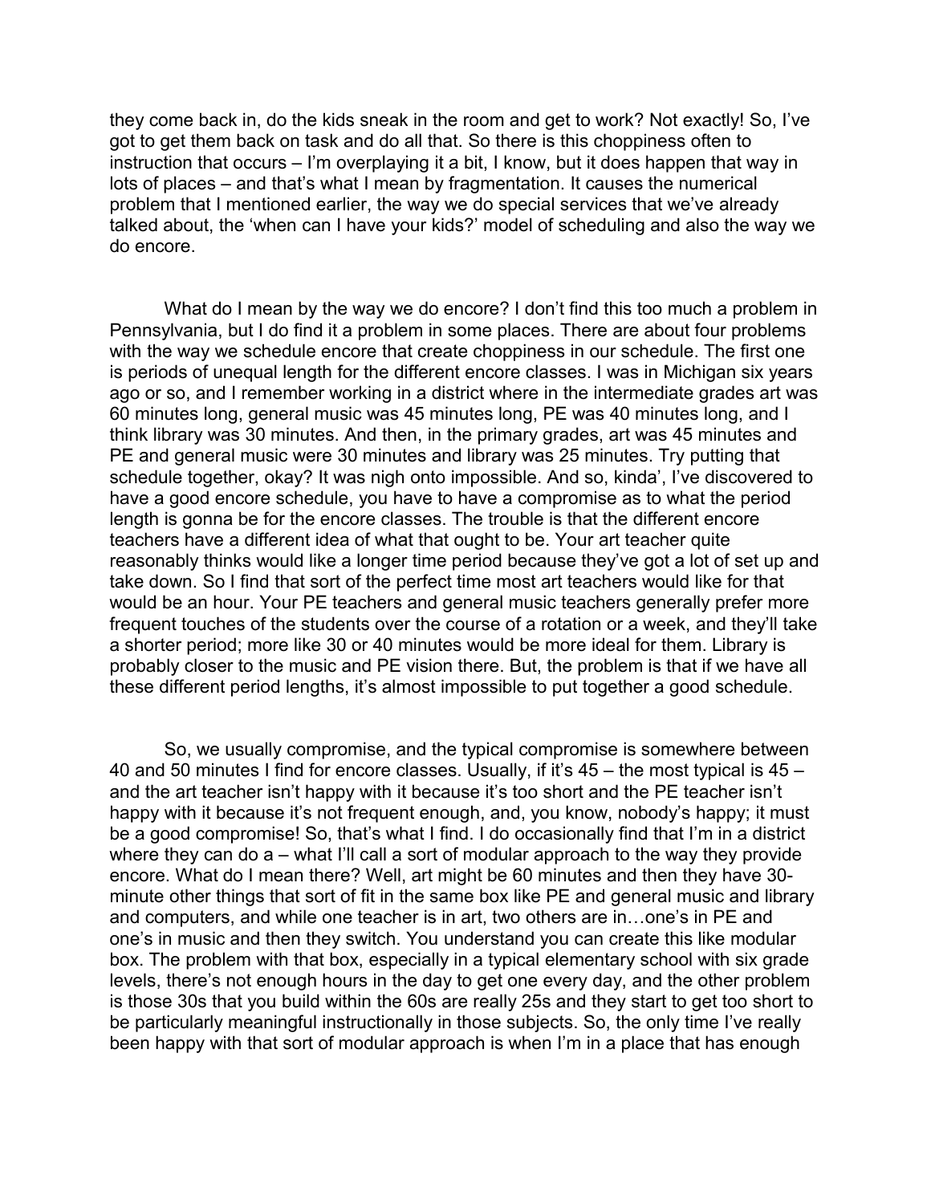they come back in, do the kids sneak in the room and get to work? Not exactly! So, I've got to get them back on task and do all that. So there is this choppiness often to instruction that occurs – I'm overplaying it a bit, I know, but it does happen that way in lots of places – and that's what I mean by fragmentation. It causes the numerical problem that I mentioned earlier, the way we do special services that we've already talked about, the 'when can I have your kids?' model of scheduling and also the way we do encore.

What do I mean by the way we do encore? I don't find this too much a problem in Pennsylvania, but I do find it a problem in some places. There are about four problems with the way we schedule encore that create choppiness in our schedule. The first one is periods of unequal length for the different encore classes. I was in Michigan six years ago or so, and I remember working in a district where in the intermediate grades art was 60 minutes long, general music was 45 minutes long, PE was 40 minutes long, and I think library was 30 minutes. And then, in the primary grades, art was 45 minutes and PE and general music were 30 minutes and library was 25 minutes. Try putting that schedule together, okay? It was nigh onto impossible. And so, kinda', I've discovered to have a good encore schedule, you have to have a compromise as to what the period length is gonna be for the encore classes. The trouble is that the different encore teachers have a different idea of what that ought to be. Your art teacher quite reasonably thinks would like a longer time period because they've got a lot of set up and take down. So I find that sort of the perfect time most art teachers would like for that would be an hour. Your PE teachers and general music teachers generally prefer more frequent touches of the students over the course of a rotation or a week, and they'll take a shorter period; more like 30 or 40 minutes would be more ideal for them. Library is probably closer to the music and PE vision there. But, the problem is that if we have all these different period lengths, it's almost impossible to put together a good schedule.

So, we usually compromise, and the typical compromise is somewhere between 40 and 50 minutes I find for encore classes. Usually, if it's 45 – the most typical is 45 – and the art teacher isn't happy with it because it's too short and the PE teacher isn't happy with it because it's not frequent enough, and, you know, nobody's happy; it must be a good compromise! So, that's what I find. I do occasionally find that I'm in a district where they can do a – what I'll call a sort of modular approach to the way they provide encore. What do I mean there? Well, art might be 60 minutes and then they have 30-minute other things that sort of fit in the same box like PE and general music and library and computers, and while one teacher is in art, two others are in…one's in PE and one's in music and then they switch. You understand you can create this like modular box. The problem with that box, especially in a typical elementary school with six grade levels, there's not enough hours in the day to get one every day, and the other problem is those 30s that you build within the 60s are really 25s and they start to get too short to be particularly meaningful instructionally in those subjects. So, the only time I've really been happy with that sort of modular approach is when I'm in a place that has enough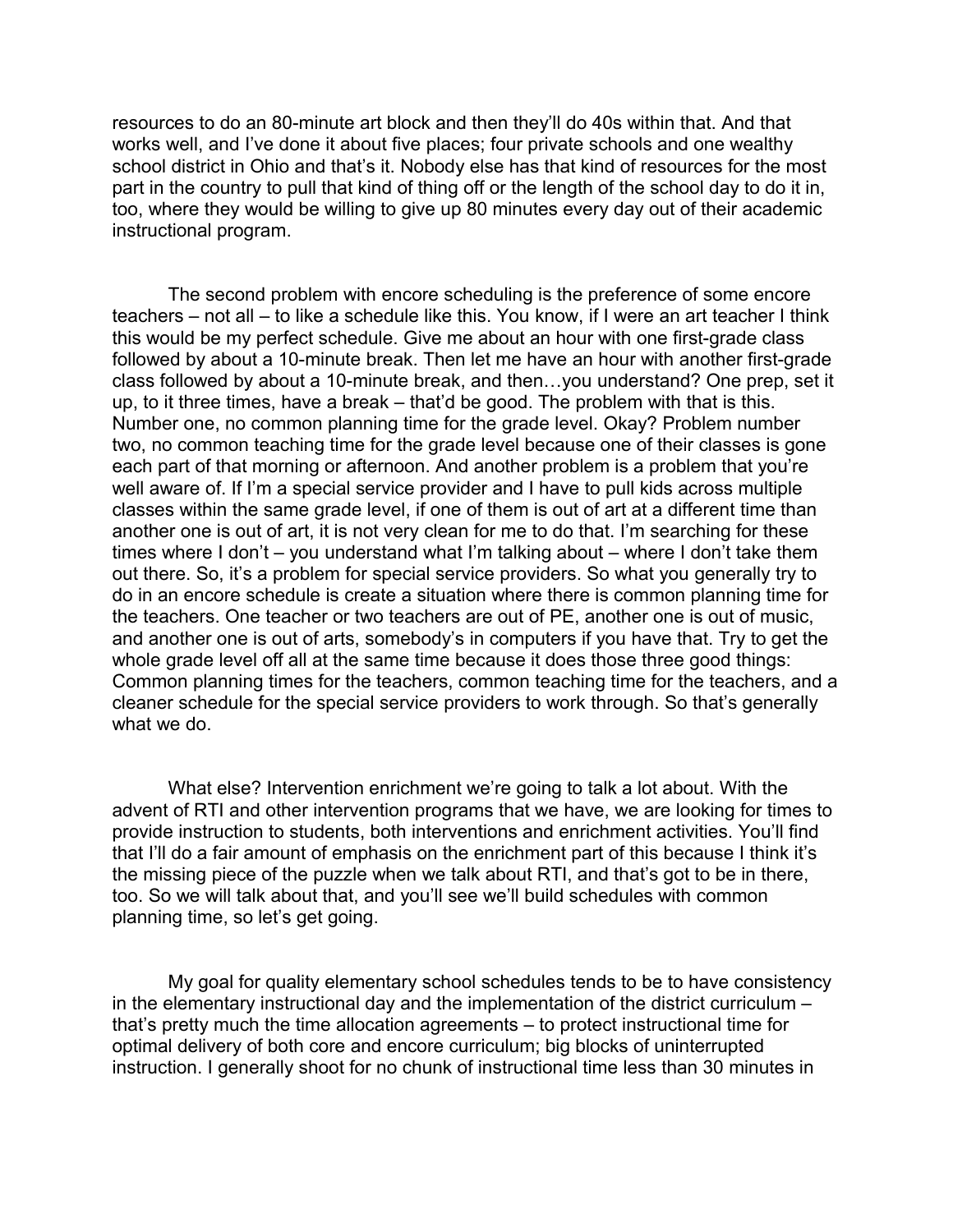resources to do an 80-minute art block and then they'll do 40s within that. And that works well, and I've done it about five places; four private schools and one wealthy school district in Ohio and that's it. Nobody else has that kind of resources for the most part in the country to pull that kind of thing off or the length of the school day to do it in, too, where they would be willing to give up 80 minutes every day out of their academic instructional program.

The second problem with encore scheduling is the preference of some encore teachers – not all – to like a schedule like this. You know, if I were an art teacher I think this would be my perfect schedule. Give me about an hour with one first-grade class followed by about a 10-minute break. Then let me have an hour with another first-grade class followed by about a 10-minute break, and then…you understand? One prep, set it up, to it three times, have a break – that'd be good. The problem with that is this. Number one, no common planning time for the grade level. Okay? Problem number two, no common teaching time for the grade level because one of their classes is gone each part of that morning or afternoon. And another problem is a problem that you're well aware of. If I'm a special service provider and I have to pull kids across multiple classes within the same grade level, if one of them is out of art at a different time than another one is out of art, it is not very clean for me to do that. I'm searching for these times where I don't – you understand what I'm talking about – where I don't take them out there. So, it's a problem for special service providers. So what you generally try to do in an encore schedule is create a situation where there is common planning time for the teachers. One teacher or two teachers are out of PE, another one is out of music, and another one is out of arts, somebody's in computers if you have that. Try to get the whole grade level off all at the same time because it does those three good things: Common planning times for the teachers, common teaching time for the teachers, and a cleaner schedule for the special service providers to work through. So that's generally what we do.

What else? Intervention enrichment we're going to talk a lot about. With the advent of RTI and other intervention programs that we have, we are looking for times to provide instruction to students, both interventions and enrichment activities. You'll find that I'll do a fair amount of emphasis on the enrichment part of this because I think it's the missing piece of the puzzle when we talk about RTI, and that's got to be in there, too. So we will talk about that, and you'll see we'll build schedules with common planning time, so let's get going.

My goal for quality elementary school schedules tends to be to have consistency in the elementary instructional day and the implementation of the district curriculum – that's pretty much the time allocation agreements – to protect instructional time for optimal delivery of both core and encore curriculum; big blocks of uninterrupted instruction. I generally shoot for no chunk of instructional time less than 30 minutes in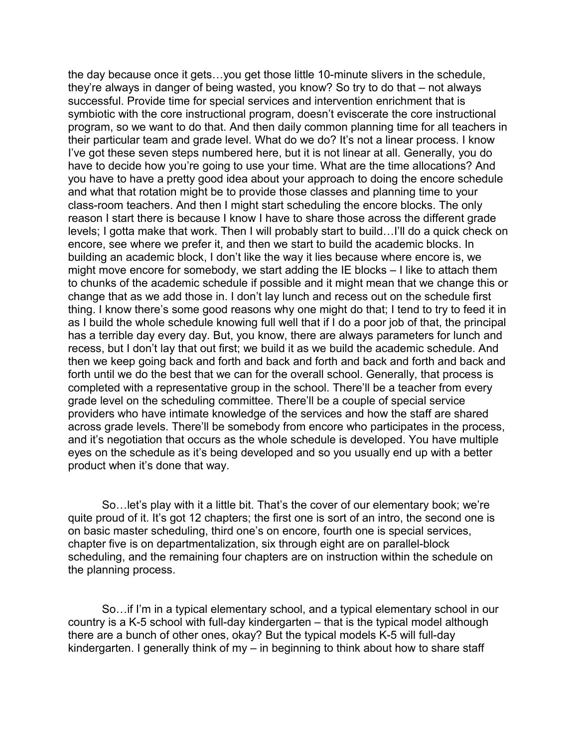the day because once it gets…you get those little 10-minute slivers in the schedule, they're always in danger of being wasted, you know? So try to do that – not always successful. Provide time for special services and intervention enrichment that is symbiotic with the core instructional program, doesn't eviscerate the core instructional program, so we want to do that. And then daily common planning time for all teachers in their particular team and grade level. What do we do? It's not a linear process. I know I've got these seven steps numbered here, but it is not linear at all. Generally, you do have to decide how you're going to use your time. What are the time allocations? And you have to have a pretty good idea about your approach to doing the encore schedule and what that rotation might be to provide those classes and planning time to your class-room teachers. And then I might start scheduling the encore blocks. The only reason I start there is because I know I have to share those across the different grade levels; I gotta make that work. Then I will probably start to build…I'll do a quick check on encore, see where we prefer it, and then we start to build the academic blocks. In building an academic block, I don't like the way it lies because where encore is, we might move encore for somebody, we start adding the IE blocks – I like to attach them to chunks of the academic schedule if possible and it might mean that we change this or change that as we add those in. I don't lay lunch and recess out on the schedule first thing. I know there's some good reasons why one might do that; I tend to try to feed it in as I build the whole schedule knowing full well that if I do a poor job of that, the principal has a terrible day every day. But, you know, there are always parameters for lunch and recess, but I don't lay that out first; we build it as we build the academic schedule. And then we keep going back and forth and back and forth and back and forth and back and forth until we do the best that we can for the overall school. Generally, that process is completed with a representative group in the school. There'll be a teacher from every grade level on the scheduling committee. There'll be a couple of special service providers who have intimate knowledge of the services and how the staff are shared across grade levels. There'll be somebody from encore who participates in the process, and it's negotiation that occurs as the whole schedule is developed. You have multiple eyes on the schedule as it's being developed and so you usually end up with a better product when it's done that way.

So…let's play with it a little bit. That's the cover of our elementary book; we're quite proud of it. It's got 12 chapters; the first one is sort of an intro, the second one is on basic master scheduling, third one's on encore, fourth one is special services, chapter five is on departmentalization, six through eight are on parallel-block scheduling, and the remaining four chapters are on instruction within the schedule on the planning process.

So…if I'm in a typical elementary school, and a typical elementary school in our country is a K-5 school with full-day kindergarten – that is the typical model although there are a bunch of other ones, okay? But the typical models K-5 will full-day kindergarten. I generally think of my – in beginning to think about how to share staff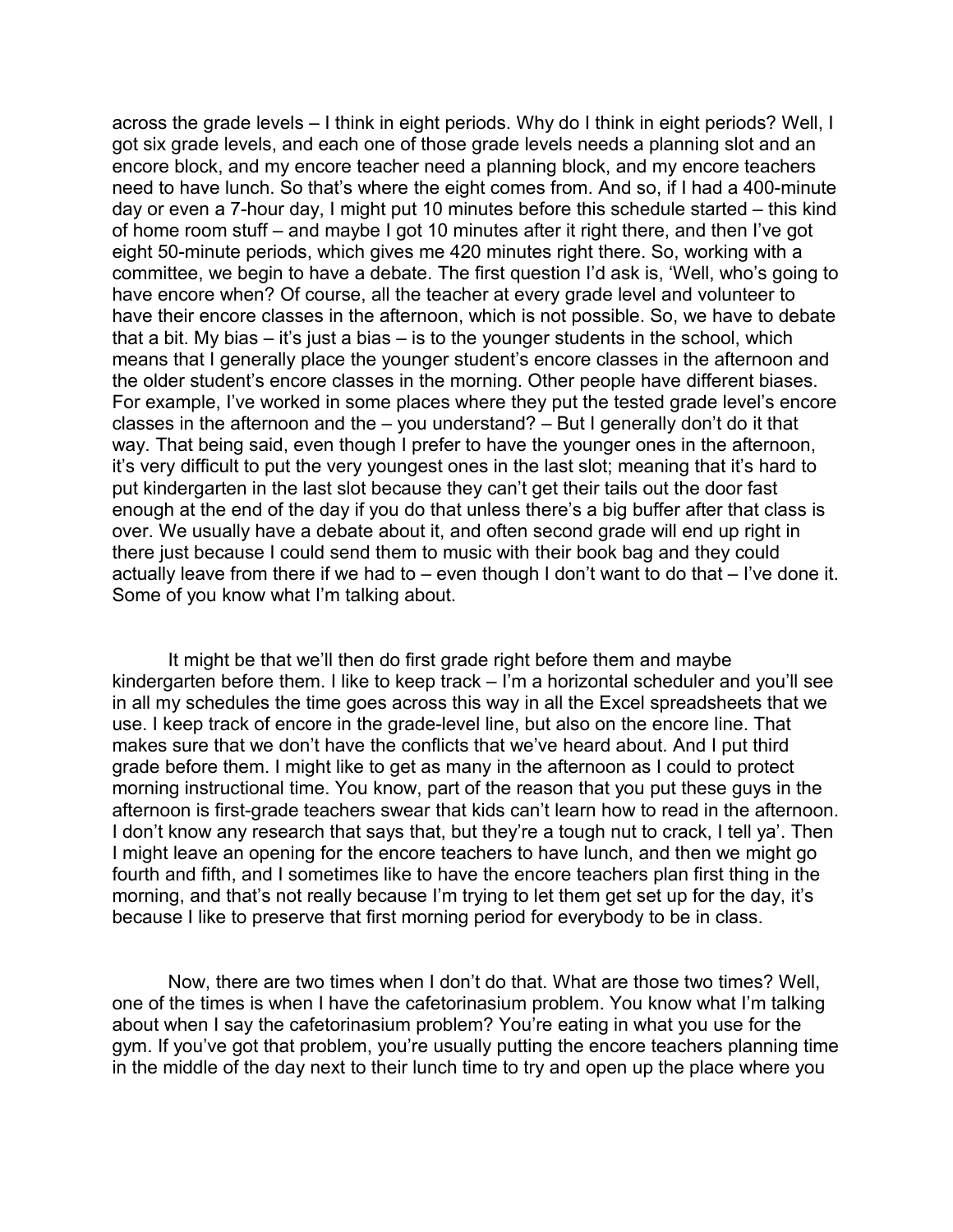across the grade levels – I think in eight periods. Why do I think in eight periods? Well, I got six grade levels, and each one of those grade levels needs a planning slot and an encore block, and my encore teacher need a planning block, and my encore teachers need to have lunch. So that's where the eight comes from. And so, if I had a 400-minute day or even a 7-hour day, I might put 10 minutes before this schedule started – this kind of home room stuff – and maybe I got 10 minutes after it right there, and then I've got eight 50-minute periods, which gives me 420 minutes right there. So, working with a committee, we begin to have a debate. The first question I'd ask is, 'Well, who's going to have encore when? Of course, all the teacher at every grade level and volunteer to have their encore classes in the afternoon, which is not possible. So, we have to debate that a bit. My bias – it's just a bias – is to the younger students in the school, which means that I generally place the younger student's encore classes in the afternoon and the older student's encore classes in the morning. Other people have different biases. For example, I've worked in some places where they put the tested grade level's encore classes in the afternoon and the – you understand? – But I generally don't do it that way. That being said, even though I prefer to have the younger ones in the afternoon, it's very difficult to put the very youngest ones in the last slot; meaning that it's hard to put kindergarten in the last slot because they can't get their tails out the door fast enough at the end of the day if you do that unless there's a big buffer after that class is over. We usually have a debate about it, and often second grade will end up right in there just because I could send them to music with their book bag and they could actually leave from there if we had to – even though I don't want to do that – I've done it. Some of you know what I'm talking about.

It might be that we'll then do first grade right before them and maybe kindergarten before them. I like to keep track – I'm a horizontal scheduler and you'll see in all my schedules the time goes across this way in all the Excel spreadsheets that we use. I keep track of encore in the grade-level line, but also on the encore line. That makes sure that we don't have the conflicts that we've heard about. And I put third grade before them. I might like to get as many in the afternoon as I could to protect morning instructional time. You know, part of the reason that you put these guys in the afternoon is first-grade teachers swear that kids can't learn how to read in the afternoon. I don't know any research that says that, but they're a tough nut to crack, I tell ya'. Then I might leave an opening for the encore teachers to have lunch, and then we might go fourth and fifth, and I sometimes like to have the encore teachers plan first thing in the morning, and that's not really because I'm trying to let them get set up for the day, it's because I like to preserve that first morning period for everybody to be in class.

Now, there are two times when I don't do that. What are those two times? Well, one of the times is when I have the cafetorinasium problem. You know what I'm talking about when I say the cafetorinasium problem? You're eating in what you use for the gym. If you've got that problem, you're usually putting the encore teachers planning time in the middle of the day next to their lunch time to try and open up the place where you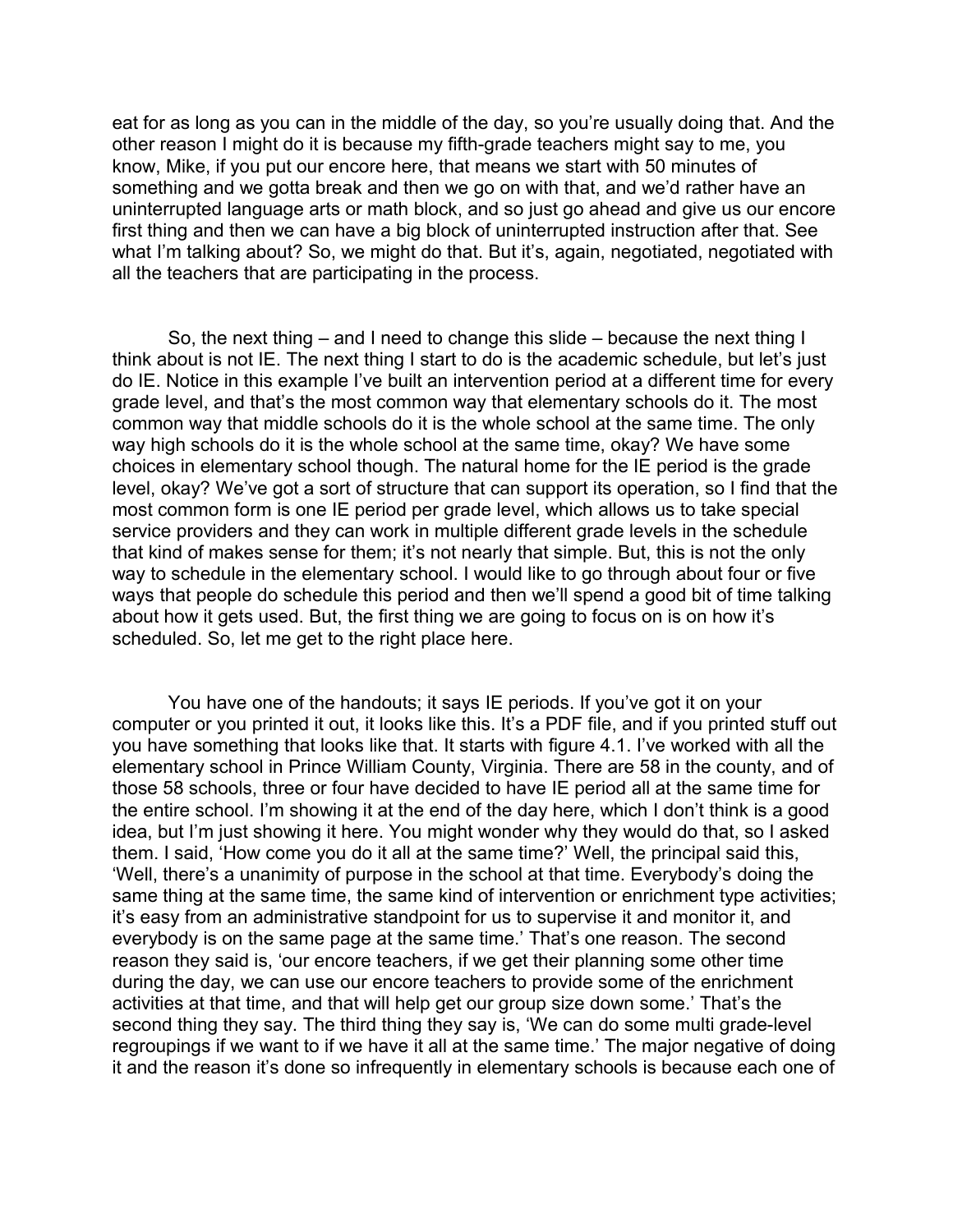eat for as long as you can in the middle of the day, so you're usually doing that. And the other reason I might do it is because my fifth-grade teachers might say to me, you know, Mike, if you put our encore here, that means we start with 50 minutes of something and we gotta break and then we go on with that, and we'd rather have an uninterrupted language arts or math block, and so just go ahead and give us our encore first thing and then we can have a big block of uninterrupted instruction after that. See what I'm talking about? So, we might do that. But it's, again, negotiated, negotiated with all the teachers that are participating in the process.

So, the next thing – and I need to change this slide – because the next thing I think about is not IE. The next thing I start to do is the academic schedule, but let's just do IE. Notice in this example I've built an intervention period at a different time for every grade level, and that's the most common way that elementary schools do it. The most common way that middle schools do it is the whole school at the same time. The only way high schools do it is the whole school at the same time, okay? We have some choices in elementary school though. The natural home for the IE period is the grade level, okay? We've got a sort of structure that can support its operation, so I find that the most common form is one IE period per grade level, which allows us to take special service providers and they can work in multiple different grade levels in the schedule that kind of makes sense for them; it's not nearly that simple. But, this is not the only way to schedule in the elementary school. I would like to go through about four or five ways that people do schedule this period and then we'll spend a good bit of time talking about how it gets used. But, the first thing we are going to focus on is on how it's scheduled. So, let me get to the right place here.

You have one of the handouts; it says IE periods. If you've got it on your computer or you printed it out, it looks like this. It's a PDF file, and if you printed stuff out you have something that looks like that. It starts with figure 4.1. I've worked with all the elementary school in Prince William County, Virginia. There are 58 in the county, and of those 58 schools, three or four have decided to have IE period all at the same time for the entire school. I'm showing it at the end of the day here, which I don't think is a good idea, but I'm just showing it here. You might wonder why they would do that, so I asked them. I said, 'How come you do it all at the same time?' Well, the principal said this, 'Well, there's a unanimity of purpose in the school at that time. Everybody's doing the same thing at the same time, the same kind of intervention or enrichment type activities; it's easy from an administrative standpoint for us to supervise it and monitor it, and everybody is on the same page at the same time.' That's one reason. The second reason they said is, 'our encore teachers, if we get their planning some other time during the day, we can use our encore teachers to provide some of the enrichment activities at that time, and that will help get our group size down some.' That's the second thing they say. The third thing they say is, 'We can do some multi grade-level regroupings if we want to if we have it all at the same time.' The major negative of doing it and the reason it's done so infrequently in elementary schools is because each one of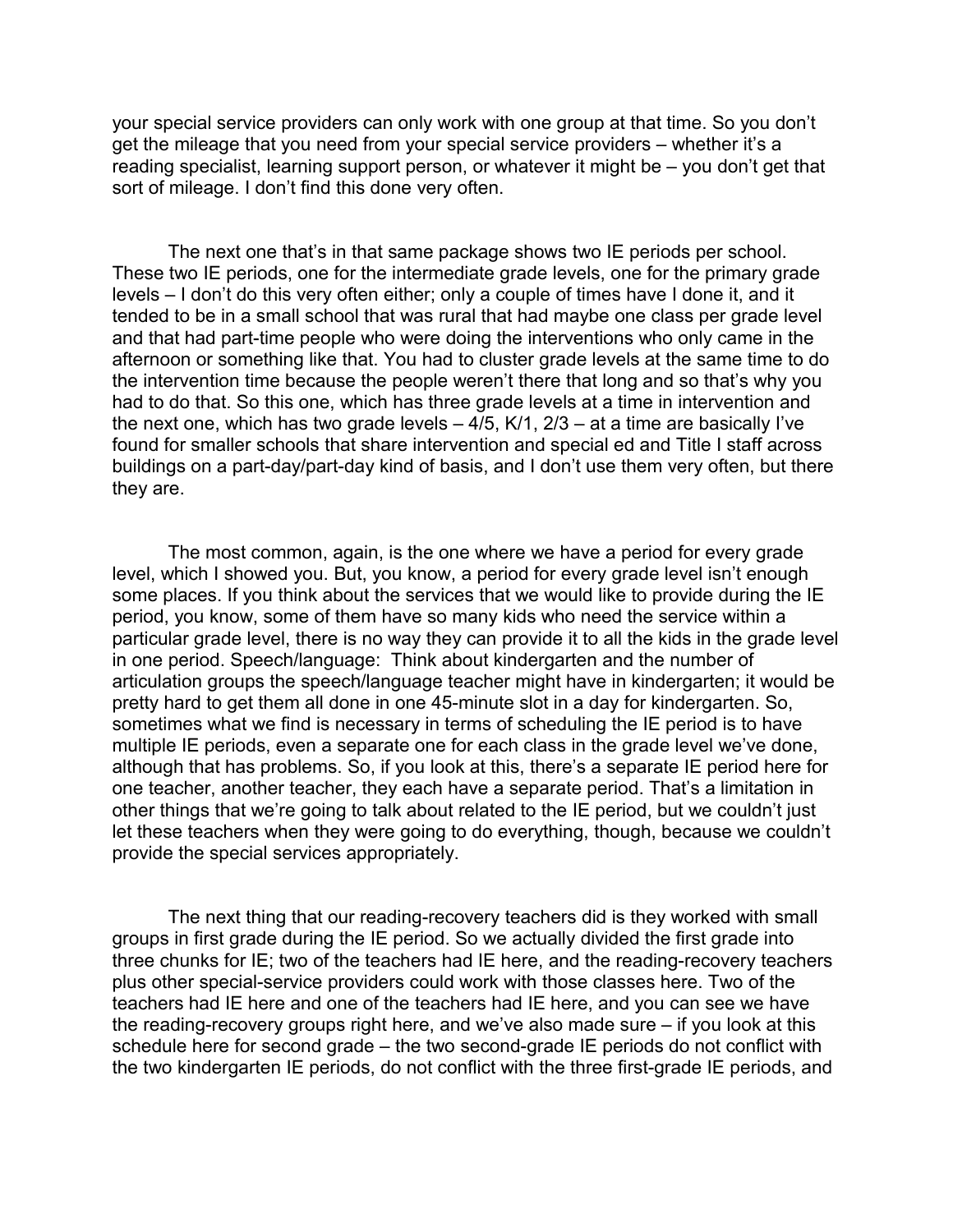your special service providers can only work with one group at that time. So you don't get the mileage that you need from your special service providers – whether it's a reading specialist, learning support person, or whatever it might be – you don't get that sort of mileage. I don't find this done very often.

The next one that's in that same package shows two IE periods per school. These two IE periods, one for the intermediate grade levels, one for the primary grade levels – I don't do this very often either; only a couple of times have I done it, and it tended to be in a small school that was rural that had maybe one class per grade level and that had part-time people who were doing the interventions who only came in the afternoon or something like that. You had to cluster grade levels at the same time to do the intervention time because the people weren't there that long and so that's why you had to do that. So this one, which has three grade levels at a time in intervention and the next one, which has two grade levels – 4/5, K/1, 2/3 – at a time are basically I've found for smaller schools that share intervention and special ed and Title I staff across buildings on a part-day/part-day kind of basis, and I don't use them very often, but there they are.

The most common, again, is the one where we have a period for every grade level, which I showed you. But, you know, a period for every grade level isn't enough some places. If you think about the services that we would like to provide during the IE period, you know, some of them have so many kids who need the service within a particular grade level, there is no way they can provide it to all the kids in the grade level in one period. Speech/language: Think about kindergarten and the number of articulation groups the speech/language teacher might have in kindergarten; it would be pretty hard to get them all done in one 45-minute slot in a day for kindergarten. So, sometimes what we find is necessary in terms of scheduling the IE period is to have multiple IE periods, even a separate one for each class in the grade level we've done, although that has problems. So, if you look at this, there's a separate IE period here for one teacher, another teacher, they each have a separate period. That's a limitation in other things that we're going to talk about related to the IE period, but we couldn't just let these teachers when they were going to do everything, though, because we couldn't provide the special services appropriately.

The next thing that our reading-recovery teachers did is they worked with small groups in first grade during the IE period. So we actually divided the first grade into three chunks for IE; two of the teachers had IE here, and the reading-recovery teachers plus other special-service providers could work with those classes here. Two of the teachers had IE here and one of the teachers had IE here, and you can see we have the reading-recovery groups right here, and we've also made sure – if you look at this schedule here for second grade – the two second-grade IE periods do not conflict with the two kindergarten IE periods, do not conflict with the three first-grade IE periods, and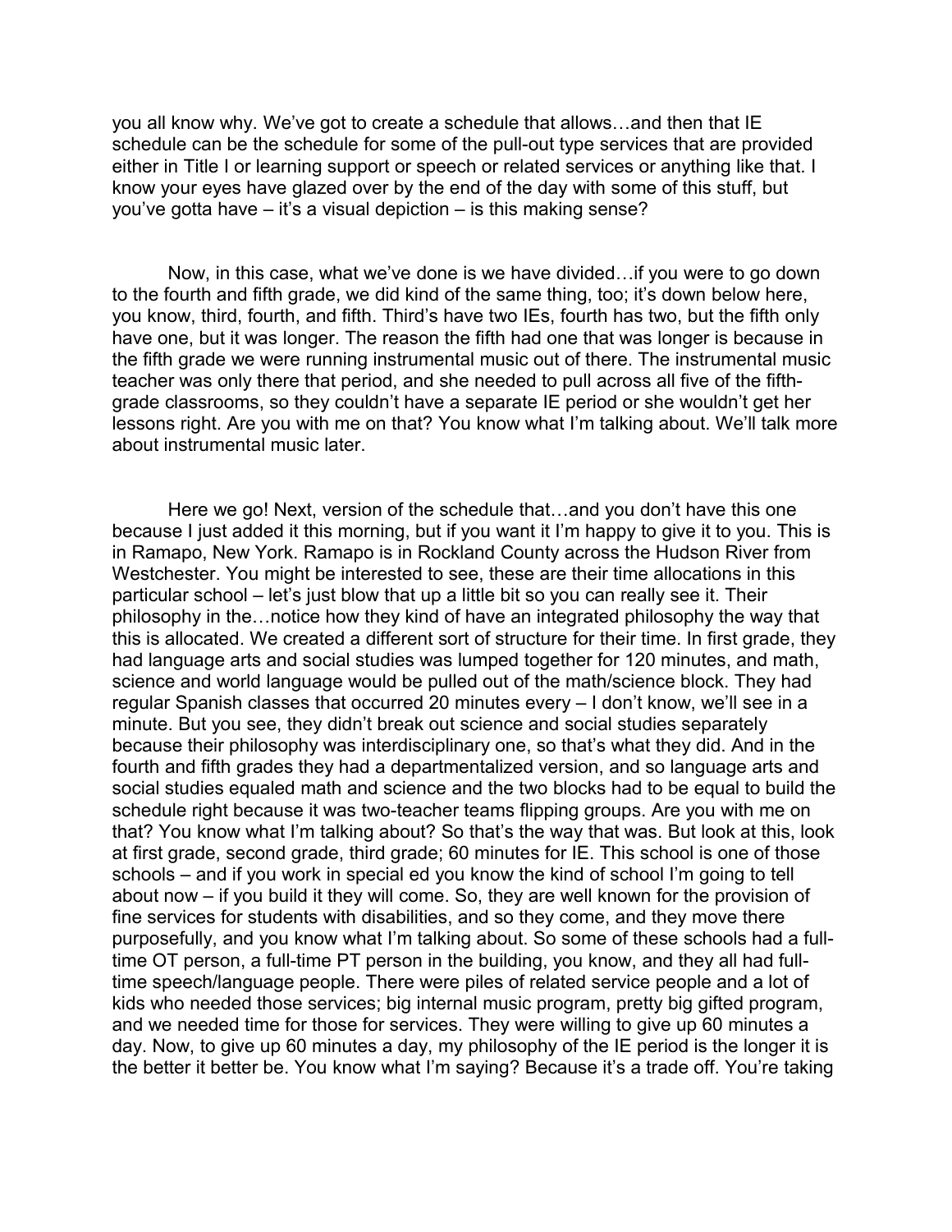you all know why. We've got to create a schedule that allows…and then that IE schedule can be the schedule for some of the pull-out type services that are provided either in Title I or learning support or speech or related services or anything like that. I know your eyes have glazed over by the end of the day with some of this stuff, but you've gotta have – it's a visual depiction – is this making sense?

Now, in this case, what we've done is we have divided…if you were to go down to the fourth and fifth grade, we did kind of the same thing, too; it's down below here, you know, third, fourth, and fifth. Third's have two IEs, fourth has two, but the fifth only have one, but it was longer. The reason the fifth had one that was longer is because in the fifth grade we were running instrumental music out of there. The instrumental music teacher was only there that period, and she needed to pull across all five of the fifth-grade classrooms, so they couldn't have a separate IE period or she wouldn't get her lessons right. Are you with me on that? You know what I'm talking about. We'll talk more about instrumental music later.

Here we go! Next, version of the schedule that…and you don't have this one because I just added it this morning, but if you want it I'm happy to give it to you. This is in Ramapo, New York. Ramapo is in Rockland County across the Hudson River from Westchester. You might be interested to see, these are their time allocations in this particular school – let's just blow that up a little bit so you can really see it. Their philosophy in the…notice how they kind of have an integrated philosophy the way that this is allocated. We created a different sort of structure for their time. In first grade, they had language arts and social studies was lumped together for 120 minutes, and math, science and world language would be pulled out of the math/science block. They had regular Spanish classes that occurred 20 minutes every – I don't know, we'll see in a minute. But you see, they didn't break out science and social studies separately because their philosophy was interdisciplinary one, so that's what they did. And in the fourth and fifth grades they had a departmentalized version, and so language arts and social studies equaled math and science and the two blocks had to be equal to build the schedule right because it was two-teacher teams flipping groups. Are you with me on that? You know what I'm talking about? So that's the way that was. But look at this, look at first grade, second grade, third grade; 60 minutes for IE. This school is one of those schools – and if you work in special ed you know the kind of school I'm going to tell about now – if you build it they will come. So, they are well known for the provision of fine services for students with disabilities, and so they come, and they move there purposefully, and you know what I'm talking about. So some of these schools had a full-time OT person, a full-time PT person in the building, you know, and they all had full-time speech/language people. There were piles of related service people and a lot of kids who needed those services; big internal music program, pretty big gifted program, and we needed time for those for services. They were willing to give up 60 minutes a day. Now, to give up 60 minutes a day, my philosophy of the IE period is the longer it is the better it better be. You know what I'm saying? Because it's a trade off. You're taking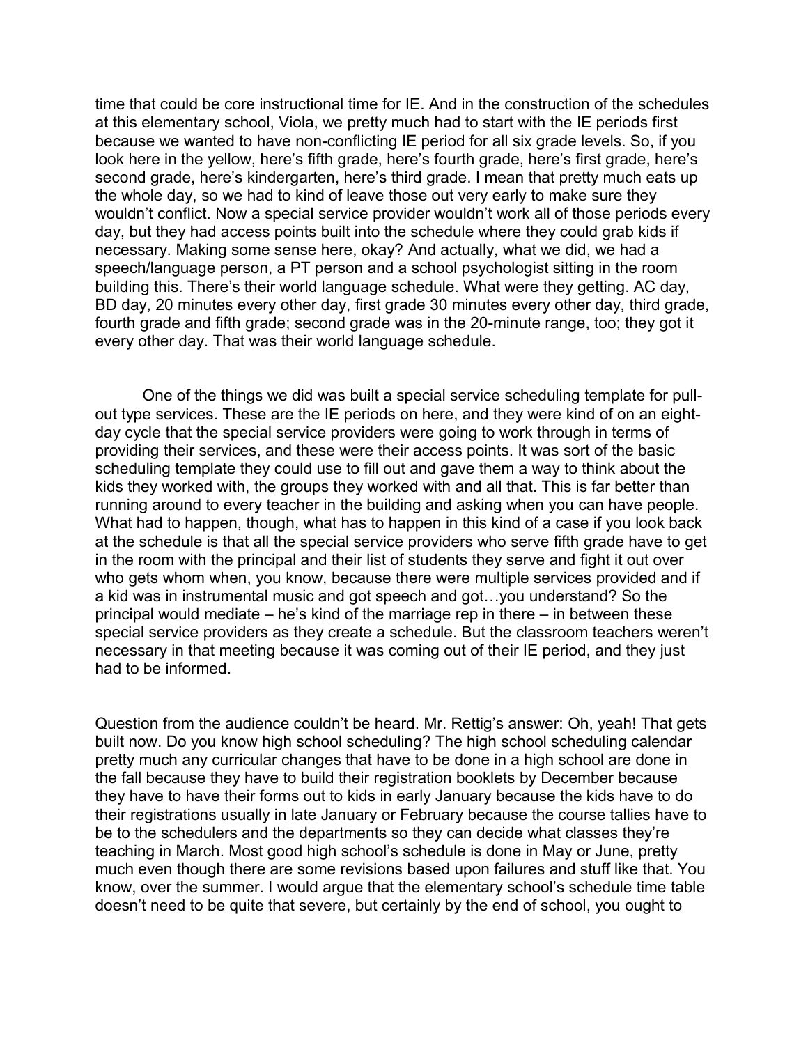time that could be core instructional time for IE. And in the construction of the schedules at this elementary school, Viola, we pretty much had to start with the IE periods first because we wanted to have non-conflicting IE period for all six grade levels. So, if you look here in the yellow, here's fifth grade, here's fourth grade, here's first grade, here's second grade, here's kindergarten, here's third grade. I mean that pretty much eats up the whole day, so we had to kind of leave those out very early to make sure they wouldn't conflict. Now a special service provider wouldn't work all of those periods every day, but they had access points built into the schedule where they could grab kids if necessary. Making some sense here, okay? And actually, what we did, we had a speech/language person, a PT person and a school psychologist sitting in the room building this. There's their world language schedule. What were they getting. AC day, BD day, 20 minutes every other day, first grade 30 minutes every other day, third grade, fourth grade and fifth grade; second grade was in the 20-minute range, too; they got it every other day. That was their world language schedule.

One of the things we did was built a special service scheduling template for pull-out type services. These are the IE periods on here, and they were kind of on an eight-day cycle that the special service providers were going to work through in terms of providing their services, and these were their access points. It was sort of the basic scheduling template they could use to fill out and gave them a way to think about the kids they worked with, the groups they worked with and all that. This is far better than running around to every teacher in the building and asking when you can have people. What had to happen, though, what has to happen in this kind of a case if you look back at the schedule is that all the special service providers who serve fifth grade have to get in the room with the principal and their list of students they serve and fight it out over who gets whom when, you know, because there were multiple services provided and if a kid was in instrumental music and got speech and got…you understand? So the principal would mediate – he's kind of the marriage rep in there – in between these special service providers as they create a schedule. But the classroom teachers weren't necessary in that meeting because it was coming out of their IE period, and they just had to be informed.

Question from the audience couldn't be heard. Mr. Rettig's answer: Oh, yeah! That gets built now. Do you know high school scheduling? The high school scheduling calendar pretty much any curricular changes that have to be done in a high school are done in the fall because they have to build their registration booklets by December because they have to have their forms out to kids in early January because the kids have to do their registrations usually in late January or February because the course tallies have to be to the schedulers and the departments so they can decide what classes they're teaching in March. Most good high school's schedule is done in May or June, pretty much even though there are some revisions based upon failures and stuff like that. You know, over the summer. I would argue that the elementary school's schedule time table doesn't need to be quite that severe, but certainly by the end of school, you ought to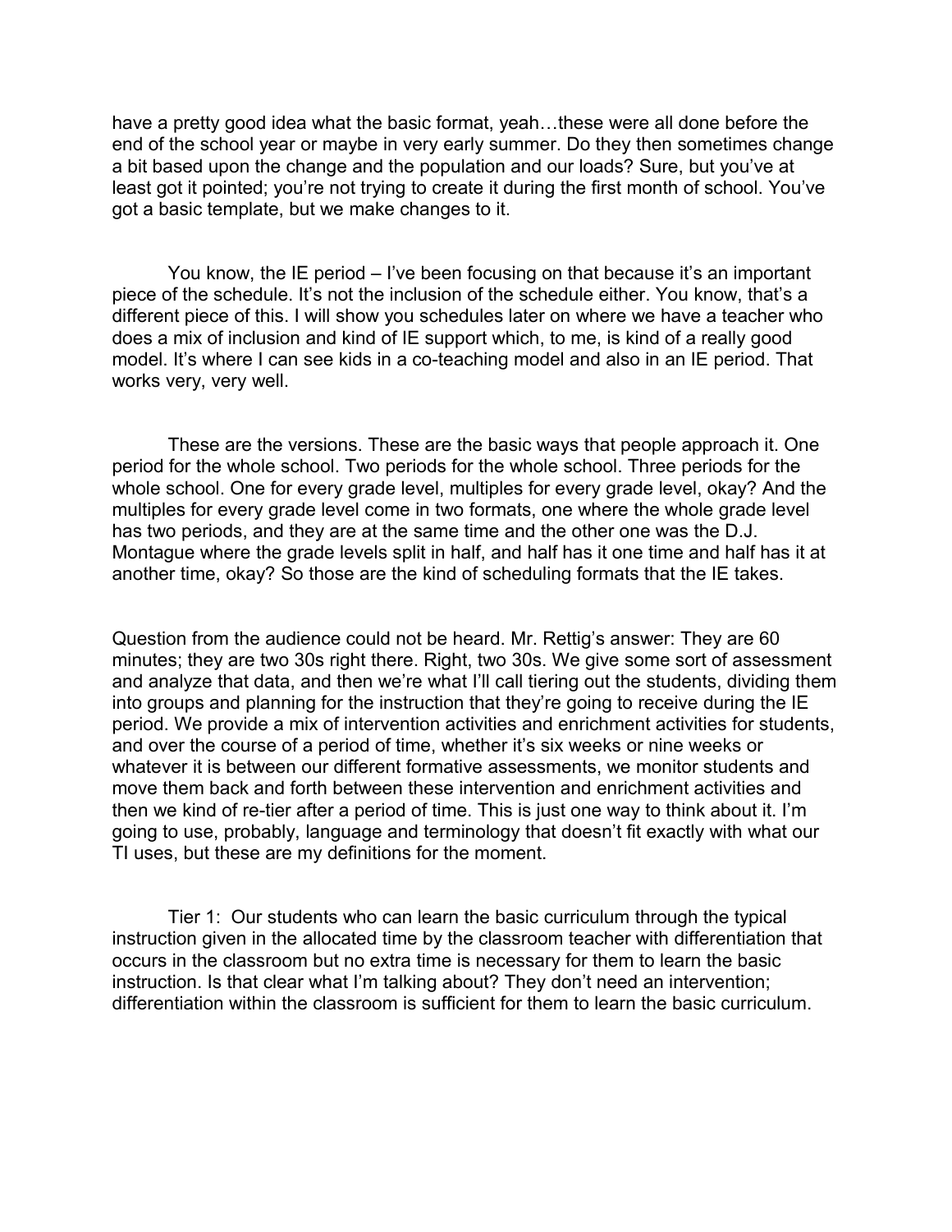have a pretty good idea what the basic format, yeah…these were all done before the end of the school year or maybe in very early summer. Do they then sometimes change a bit based upon the change and the population and our loads? Sure, but you've at least got it pointed; you're not trying to create it during the first month of school. You've got a basic template, but we make changes to it.

You know, the IE period – I've been focusing on that because it's an important piece of the schedule. It's not the inclusion of the schedule either. You know, that's a different piece of this. I will show you schedules later on where we have a teacher who does a mix of inclusion and kind of IE support which, to me, is kind of a really good model. It's where I can see kids in a co-teaching model and also in an IE period. That works very, very well.

These are the versions. These are the basic ways that people approach it. One period for the whole school. Two periods for the whole school. Three periods for the whole school. One for every grade level, multiples for every grade level, okay? And the multiples for every grade level come in two formats, one where the whole grade level has two periods, and they are at the same time and the other one was the D.J. Montague where the grade levels split in half, and half has it one time and half has it at another time, okay? So those are the kind of scheduling formats that the IE takes.

Question from the audience could not be heard. Mr. Rettig's answer: They are 60 minutes; they are two 30s right there. Right, two 30s. We give some sort of assessment and analyze that data, and then we're what I'll call tiering out the students, dividing them into groups and planning for the instruction that they're going to receive during the IE period. We provide a mix of intervention activities and enrichment activities for students, and over the course of a period of time, whether it's six weeks or nine weeks or whatever it is between our different formative assessments, we monitor students and move them back and forth between these intervention and enrichment activities and then we kind of re-tier after a period of time. This is just one way to think about it. I'm going to use, probably, language and terminology that doesn't fit exactly with what our TI uses, but these are my definitions for the moment.

Tier 1: Our students who can learn the basic curriculum through the typical instruction given in the allocated time by the classroom teacher with differentiation that occurs in the classroom but no extra time is necessary for them to learn the basic instruction. Is that clear what I'm talking about? They don't need an intervention; differentiation within the classroom is sufficient for them to learn the basic curriculum.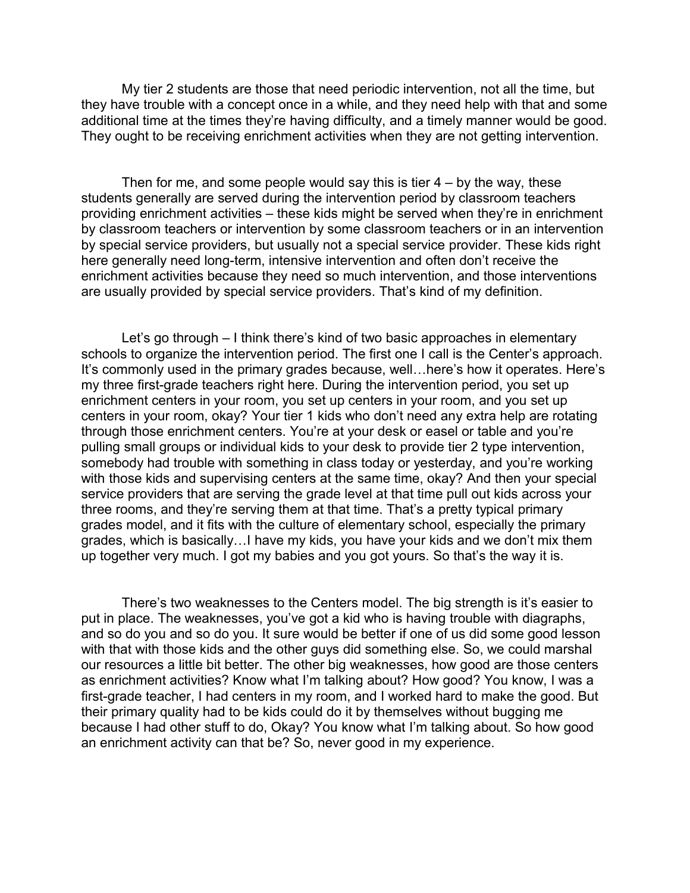My tier 2 students are those that need periodic intervention, not all the time, but they have trouble with a concept once in a while, and they need help with that and some additional time at the times they're having difficulty, and a timely manner would be good. They ought to be receiving enrichment activities when they are not getting intervention.

Then for me, and some people would say this is tier 4 – by the way, these students generally are served during the intervention period by classroom teachers providing enrichment activities – these kids might be served when they're in enrichment by classroom teachers or intervention by some classroom teachers or in an intervention by special service providers, but usually not a special service provider. These kids right here generally need long-term, intensive intervention and often don't receive the enrichment activities because they need so much intervention, and those interventions are usually provided by special service providers. That's kind of my definition.

Let's go through – I think there's kind of two basic approaches in elementary schools to organize the intervention period. The first one I call is the Center's approach. It's commonly used in the primary grades because, well…here's how it operates. Here's my three first-grade teachers right here. During the intervention period, you set up enrichment centers in your room, you set up centers in your room, and you set up centers in your room, okay? Your tier 1 kids who don't need any extra help are rotating through those enrichment centers. You're at your desk or easel or table and you're pulling small groups or individual kids to your desk to provide tier 2 type intervention, somebody had trouble with something in class today or yesterday, and you're working with those kids and supervising centers at the same time, okay? And then your special service providers that are serving the grade level at that time pull out kids across your three rooms, and they're serving them at that time. That's a pretty typical primary grades model, and it fits with the culture of elementary school, especially the primary grades, which is basically…I have my kids, you have your kids and we don't mix them up together very much. I got my babies and you got yours. So that's the way it is.

There's two weaknesses to the Centers model. The big strength is it's easier to put in place. The weaknesses, you've got a kid who is having trouble with diagraphs, and so do you and so do you. It sure would be better if one of us did some good lesson with that with those kids and the other guys did something else. So, we could marshal our resources a little bit better. The other big weaknesses, how good are those centers as enrichment activities? Know what I'm talking about? How good? You know, I was a first-grade teacher, I had centers in my room, and I worked hard to make the good. But their primary quality had to be kids could do it by themselves without bugging me because I had other stuff to do, Okay? You know what I'm talking about. So how good an enrichment activity can that be? So, never good in my experience.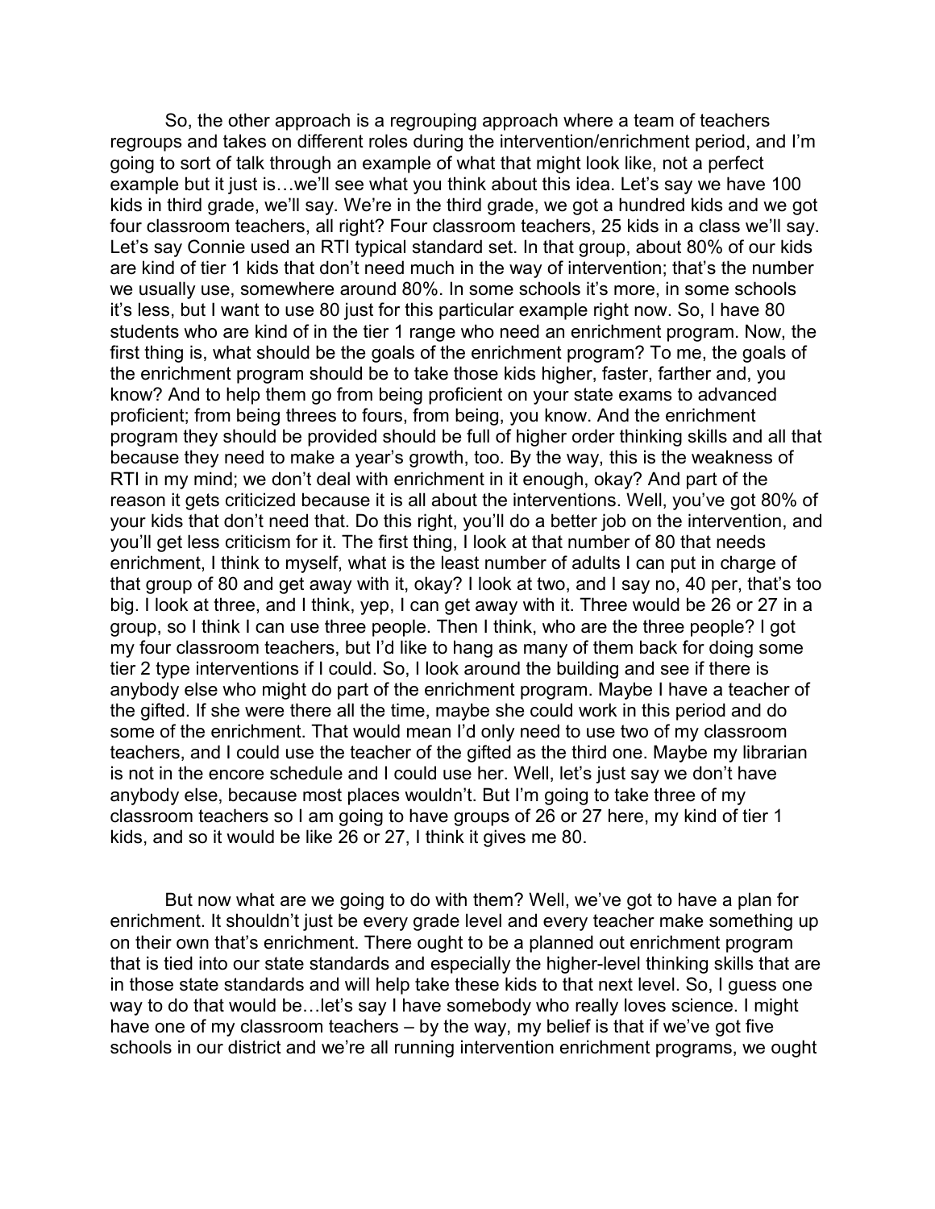So, the other approach is a regrouping approach where a team of teachers regroups and takes on different roles during the intervention/enrichment period, and I'm going to sort of talk through an example of what that might look like, not a perfect example but it just is…we'll see what you think about this idea. Let's say we have 100 kids in third grade, we'll say. We're in the third grade, we got a hundred kids and we got four classroom teachers, all right? Four classroom teachers, 25 kids in a class we'll say. Let's say Connie used an RTI typical standard set. In that group, about 80% of our kids are kind of tier 1 kids that don't need much in the way of intervention; that's the number we usually use, somewhere around 80%. In some schools it's more, in some schools it's less, but I want to use 80 just for this particular example right now. So, I have 80 students who are kind of in the tier 1 range who need an enrichment program. Now, the first thing is, what should be the goals of the enrichment program? To me, the goals of the enrichment program should be to take those kids higher, faster, farther and, you know? And to help them go from being proficient on your state exams to advanced proficient; from being threes to fours, from being, you know. And the enrichment program they should be provided should be full of higher order thinking skills and all that because they need to make a year's growth, too. By the way, this is the weakness of RTI in my mind; we don't deal with enrichment in it enough, okay? And part of the reason it gets criticized because it is all about the interventions. Well, you've got 80% of your kids that don't need that. Do this right, you'll do a better job on the intervention, and you'll get less criticism for it. The first thing, I look at that number of 80 that needs enrichment, I think to myself, what is the least number of adults I can put in charge of that group of 80 and get away with it, okay? I look at two, and I say no, 40 per, that's too big. I look at three, and I think, yep, I can get away with it. Three would be 26 or 27 in a group, so I think I can use three people. Then I think, who are the three people? I got my four classroom teachers, but I'd like to hang as many of them back for doing some tier 2 type interventions if I could. So, I look around the building and see if there is anybody else who might do part of the enrichment program. Maybe I have a teacher of the gifted. If she were there all the time, maybe she could work in this period and do some of the enrichment. That would mean I'd only need to use two of my classroom teachers, and I could use the teacher of the gifted as the third one. Maybe my librarian is not in the encore schedule and I could use her. Well, let's just say we don't have anybody else, because most places wouldn't. But I'm going to take three of my classroom teachers so I am going to have groups of 26 or 27 here, my kind of tier 1 kids, and so it would be like 26 or 27, I think it gives me 80.

But now what are we going to do with them? Well, we've got to have a plan for enrichment. It shouldn't just be every grade level and every teacher make something up on their own that's enrichment. There ought to be a planned out enrichment program that is tied into our state standards and especially the higher-level thinking skills that are in those state standards and will help take these kids to that next level. So, I guess one way to do that would be…let's say I have somebody who really loves science. I might have one of my classroom teachers – by the way, my belief is that if we've got five schools in our district and we're all running intervention enrichment programs, we ought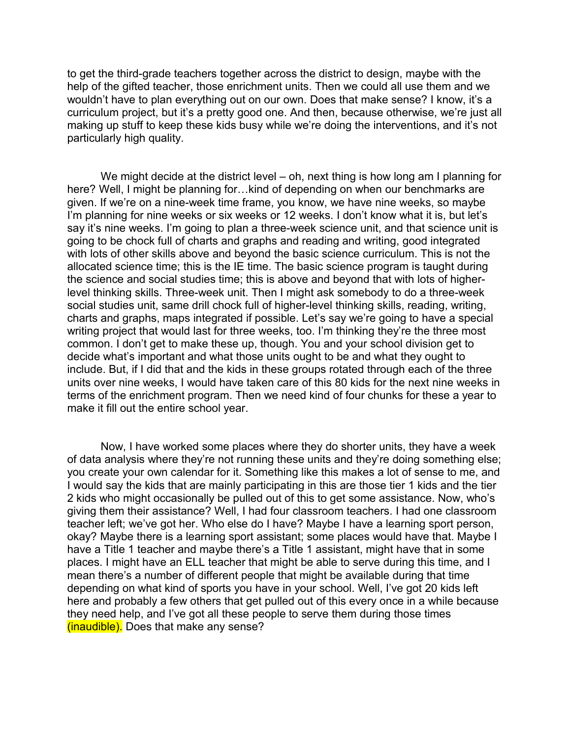to get the third-grade teachers together across the district to design, maybe with the help of the gifted teacher, those enrichment units. Then we could all use them and we wouldn't have to plan everything out on our own. Does that make sense? I know, it's a curriculum project, but it's a pretty good one. And then, because otherwise, we're just all making up stuff to keep these kids busy while we're doing the interventions, and it's not particularly high quality.

We might decide at the district level – oh, next thing is how long am I planning for here? Well, I might be planning for…kind of depending on when our benchmarks are given. If we're on a nine-week time frame, you know, we have nine weeks, so maybe I'm planning for nine weeks or six weeks or 12 weeks. I don't know what it is, but let's say it's nine weeks. I'm going to plan a three-week science unit, and that science unit is going to be chock full of charts and graphs and reading and writing, good integrated with lots of other skills above and beyond the basic science curriculum. This is not the allocated science time; this is the IE time. The basic science program is taught during the science and social studies time; this is above and beyond that with lots of higher-level thinking skills. Three-week unit. Then I might ask somebody to do a three-week social studies unit, same drill chock full of higher-level thinking skills, reading, writing, charts and graphs, maps integrated if possible. Let's say we're going to have a special writing project that would last for three weeks, too. I'm thinking they're the three most common. I don't get to make these up, though. You and your school division get to decide what's important and what those units ought to be and what they ought to include. But, if I did that and the kids in these groups rotated through each of the three units over nine weeks, I would have taken care of this 80 kids for the next nine weeks in terms of the enrichment program. Then we need kind of four chunks for these a year to make it fill out the entire school year.

Now, I have worked some places where they do shorter units, they have a week of data analysis where they're not running these units and they're doing something else; you create your own calendar for it. Something like this makes a lot of sense to me, and I would say the kids that are mainly participating in this are those tier 1 kids and the tier 2 kids who might occasionally be pulled out of this to get some assistance. Now, who's giving them their assistance? Well, I had four classroom teachers. I had one classroom teacher left; we've got her. Who else do I have? Maybe I have a learning sport person, okay? Maybe there is a learning sport assistant; some places would have that. Maybe I have a Title 1 teacher and maybe there's a Title 1 assistant, might have that in some places. I might have an ELL teacher that might be able to serve during this time, and I mean there's a number of different people that might be available during that time depending on what kind of sports you have in your school. Well, I've got 20 kids left here and probably a few others that get pulled out of this every once in a while because they need help, and I've got all these people to serve them during those times (inaudible). Does that make any sense?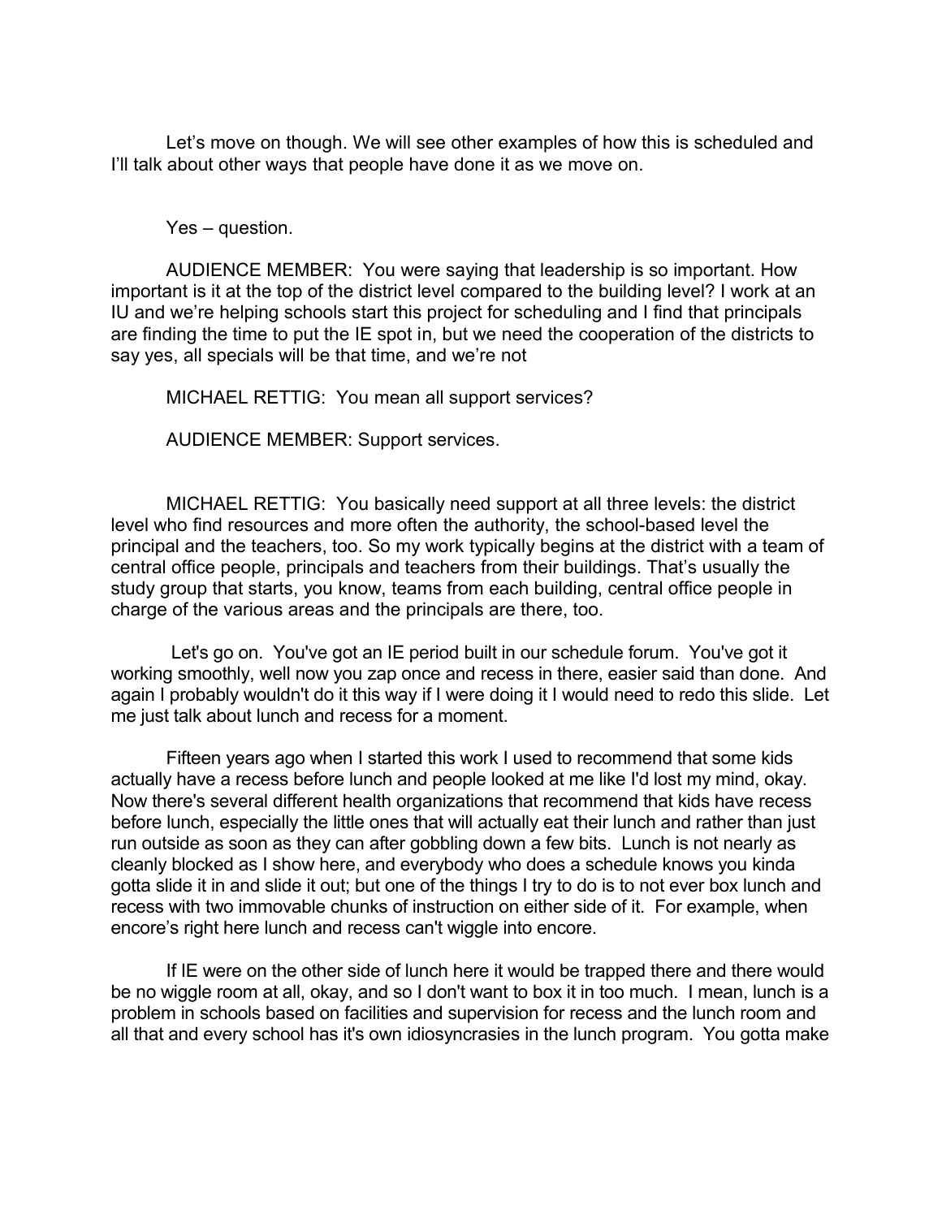Let’s move on though. We will see other examples of how this is scheduled and I’ll talk about other ways that people have done it as we move on.

Yes – question.

AUDIENCE MEMBER: You were saying that leadership is so important. How important is it at the top of the district level compared to the building level? I work at an IU and we’re helping schools start this project for scheduling and I find that principals are finding the time to put the IE spot in, but we need the cooperation of the districts to say yes, all specials will be that time, and we’re not

MICHAEL RETTIG: You mean all support services?

AUDIENCE MEMBER: Support services.

MICHAEL RETTIG: You basically need support at all three levels: the district level who find resources and more often the authority, the school-based level the principal and the teachers, too. So my work typically begins at the district with a team of central office people, principals and teachers from their buildings. That’s usually the study group that starts, you know, teams from each building, central office people in charge of the various areas and the principals are there, too.

Let's go on. You've got an IE period built in our schedule forum. You've got it working smoothly, well now you zap once and recess in there, easier said than done. And again I probably wouldn't do it this way if I were doing it I would need to redo this slide. Let me just talk about lunch and recess for a moment.

Fifteen years ago when I started this work I used to recommend that some kids actually have a recess before lunch and people looked at me like I'd lost my mind, okay. Now there's several different health organizations that recommend that kids have recess before lunch, especially the little ones that will actually eat their lunch and rather than just run outside as soon as they can after gobbling down a few bits. Lunch is not nearly as cleanly blocked as I show here, and everybody who does a schedule knows you kinda gotta slide it in and slide it out; but one of the things I try to do is to not ever box lunch and recess with two immovable chunks of instruction on either side of it. For example, when encore’s right here lunch and recess can't wiggle into encore.

If IE were on the other side of lunch here it would be trapped there and there would be no wiggle room at all, okay, and so I don't want to box it in too much. I mean, lunch is a problem in schools based on facilities and supervision for recess and the lunch room and all that and every school has it's own idiosyncrasies in the lunch program. You gotta make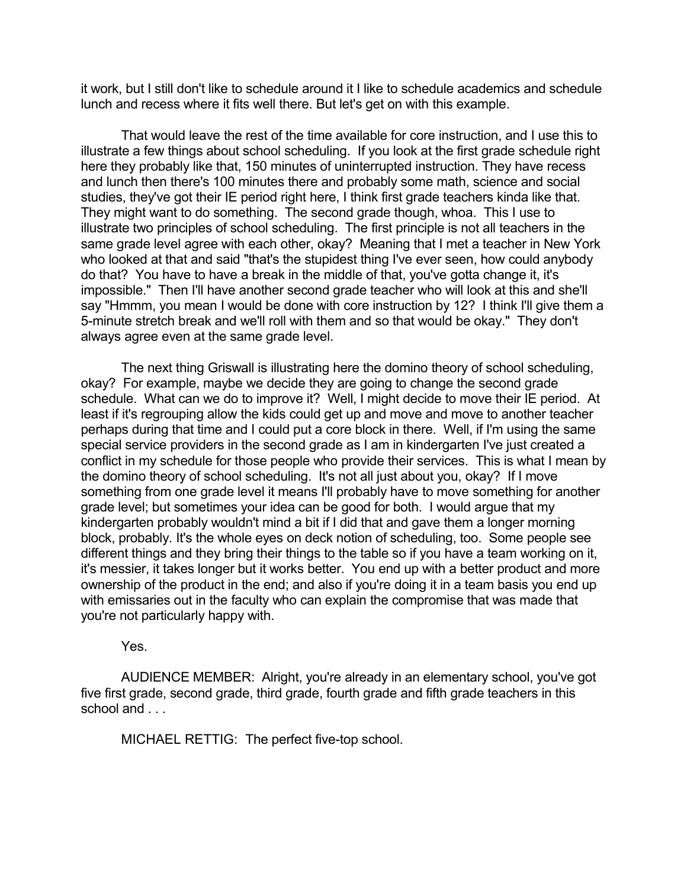it work, but I still don't like to schedule around it I like to schedule academics and schedule lunch and recess where it fits well there. But let's get on with this example.

That would leave the rest of the time available for core instruction, and I use this to illustrate a few things about school scheduling. If you look at the first grade schedule right here they probably like that, 150 minutes of uninterrupted instruction. They have recess and lunch then there's 100 minutes there and probably some math, science and social studies, they've got their IE period right here, I think first grade teachers kinda like that. They might want to do something. The second grade though, whoa. This I use to illustrate two principles of school scheduling. The first principle is not all teachers in the same grade level agree with each other, okay? Meaning that I met a teacher in New York who looked at that and said "that's the stupidest thing I've ever seen, how could anybody do that? You have to have a break in the middle of that, you've gotta change it, it's impossible." Then I'll have another second grade teacher who will look at this and she'll say "Hmmm, you mean I would be done with core instruction by 12? I think I'll give them a 5-minute stretch break and we'll roll with them and so that would be okay." They don't always agree even at the same grade level.

The next thing Griswall is illustrating here the domino theory of school scheduling, okay? For example, maybe we decide they are going to change the second grade schedule. What can we do to improve it? Well, I might decide to move their IE period. At least if it's regrouping allow the kids could get up and move and move to another teacher perhaps during that time and I could put a core block in there. Well, if I'm using the same special service providers in the second grade as I am in kindergarten I've just created a conflict in my schedule for those people who provide their services. This is what I mean by the domino theory of school scheduling. It's not all just about you, okay? If I move something from one grade level it means I'll probably have to move something for another grade level; but sometimes your idea can be good for both. I would argue that my kindergarten probably wouldn't mind a bit if I did that and gave them a longer morning block, probably. It's the whole eyes on deck notion of scheduling, too. Some people see different things and they bring their things to the table so if you have a team working on it, it's messier, it takes longer but it works better. You end up with a better product and more ownership of the product in the end; and also if you're doing it in a team basis you end up with emissaries out in the faculty who can explain the compromise that was made that you're not particularly happy with.

Yes.

AUDIENCE MEMBER: Alright, you're already in an elementary school, you've got five first grade, second grade, third grade, fourth grade and fifth grade teachers in this school and . . .

MICHAEL RETTIG: The perfect five-top school.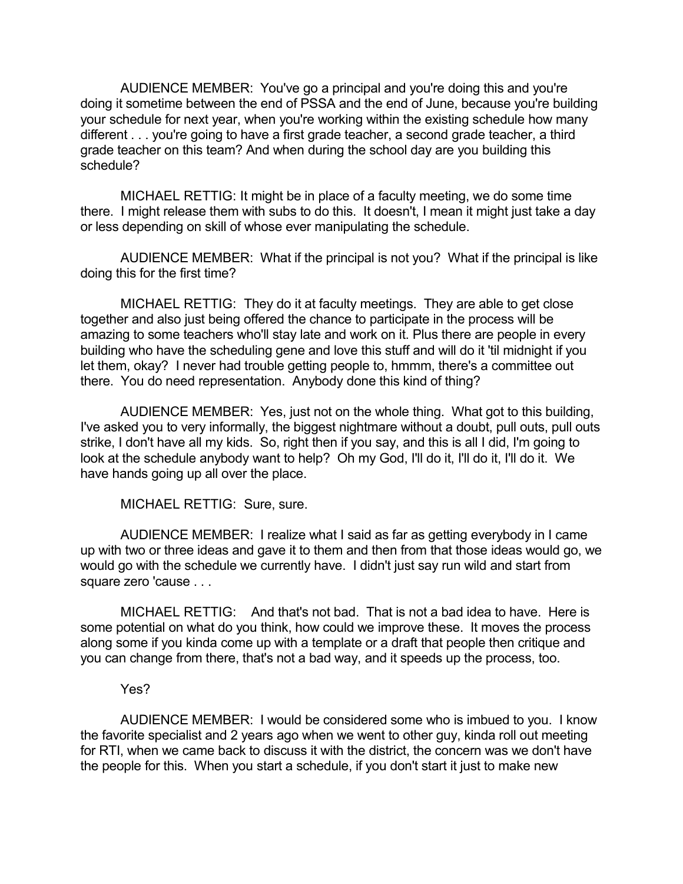AUDIENCE MEMBER: You've go a principal and you're doing this and you're doing it sometime between the end of PSSA and the end of June, because you're building your schedule for next year, when you're working within the existing schedule how many different . . . you're going to have a first grade teacher, a second grade teacher, a third grade teacher on this team? And when during the school day are you building this schedule?

MICHAEL RETTIG: It might be in place of a faculty meeting, we do some time there. I might release them with subs to do this. It doesn't, I mean it might just take a day or less depending on skill of whose ever manipulating the schedule.

AUDIENCE MEMBER: What if the principal is not you? What if the principal is like doing this for the first time?

MICHAEL RETTIG: They do it at faculty meetings. They are able to get close together and also just being offered the chance to participate in the process will be amazing to some teachers who'll stay late and work on it. Plus there are people in every building who have the scheduling gene and love this stuff and will do it 'til midnight if you let them, okay? I never had trouble getting people to, hmmm, there's a committee out there. You do need representation. Anybody done this kind of thing?

AUDIENCE MEMBER: Yes, just not on the whole thing. What got to this building, I've asked you to very informally, the biggest nightmare without a doubt, pull outs, pull outs strike, I don't have all my kids. So, right then if you say, and this is all I did, I'm going to look at the schedule anybody want to help? Oh my God, I'll do it, I'll do it, I'll do it. We have hands going up all over the place.

MICHAEL RETTIG: Sure, sure.

AUDIENCE MEMBER: I realize what I said as far as getting everybody in I came up with two or three ideas and gave it to them and then from that those ideas would go, we would go with the schedule we currently have. I didn't just say run wild and start from square zero 'cause . . .

MICHAEL RETTIG: And that's not bad. That is not a bad idea to have. Here is some potential on what do you think, how could we improve these. It moves the process along some if you kinda come up with a template or a draft that people then critique and you can change from there, that's not a bad way, and it speeds up the process, too.

Yes?

AUDIENCE MEMBER: I would be considered some who is imbued to you. I know the favorite specialist and 2 years ago when we went to other guy, kinda roll out meeting for RTI, when we came back to discuss it with the district, the concern was we don't have the people for this. When you start a schedule, if you don't start it just to make new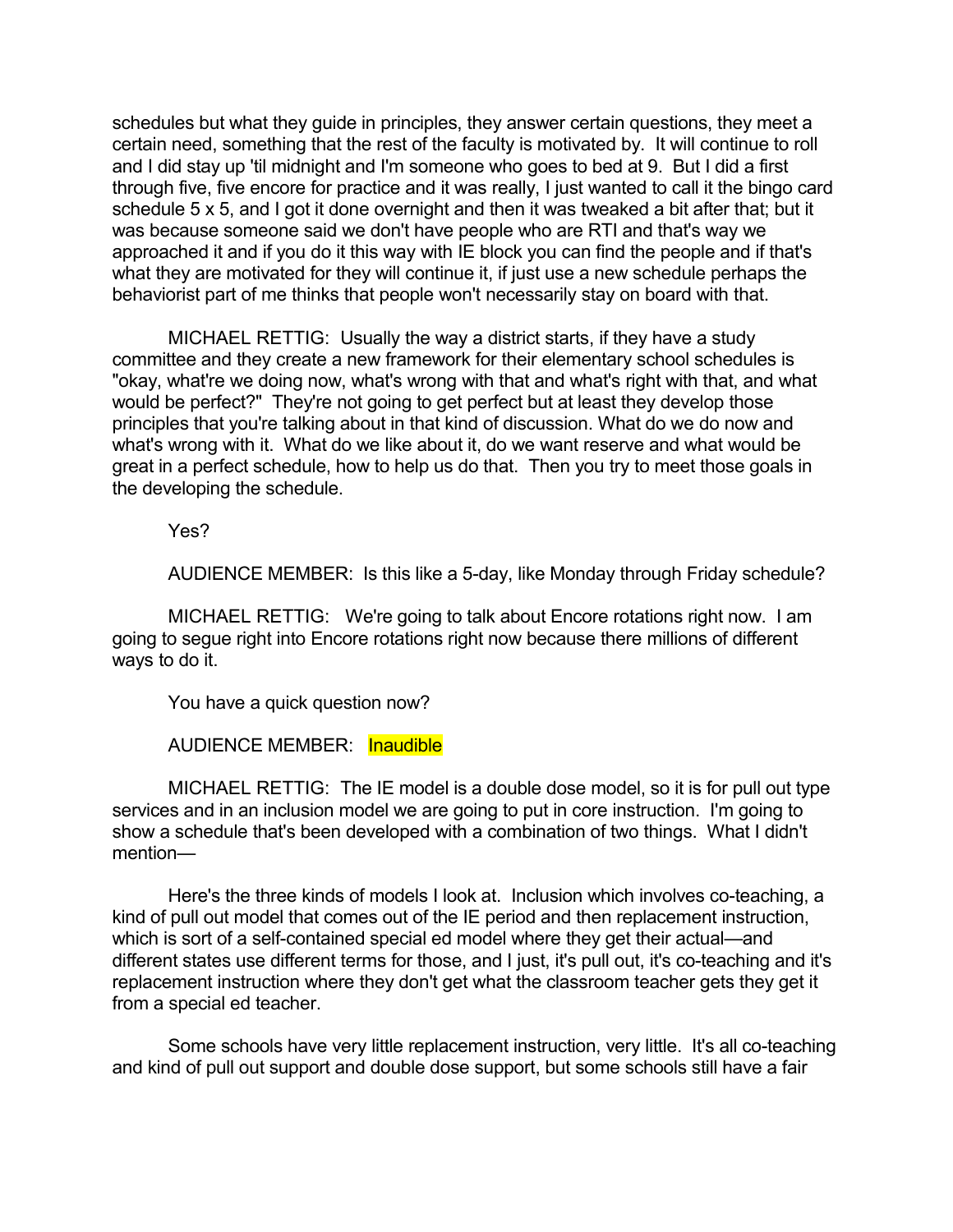schedules but what they guide in principles, they answer certain questions, they meet a certain need, something that the rest of the faculty is motivated by. It will continue to roll and I did stay up 'til midnight and I'm someone who goes to bed at 9. But I did a first through five, five encore for practice and it was really, I just wanted to call it the bingo card schedule 5 x 5, and I got it done overnight and then it was tweaked a bit after that; but it was because someone said we don't have people who are RTI and that's way we approached it and if you do it this way with IE block you can find the people and if that's what they are motivated for they will continue it, if just use a new schedule perhaps the behaviorist part of me thinks that people won't necessarily stay on board with that.

MICHAEL RETTIG: Usually the way a district starts, if they have a study committee and they create a new framework for their elementary school schedules is "okay, what're we doing now, what's wrong with that and what's right with that, and what would be perfect?" They're not going to get perfect but at least they develop those principles that you're talking about in that kind of discussion. What do we do now and what's wrong with it. What do we like about it, do we want reserve and what would be great in a perfect schedule, how to help us do that. Then you try to meet those goals in the developing the schedule.

Yes?

AUDIENCE MEMBER: Is this like a 5-day, like Monday through Friday schedule?

MICHAEL RETTIG: We're going to talk about Encore rotations right now. I am going to segue right into Encore rotations right now because there millions of different ways to do it.

You have a quick question now?

AUDIENCE MEMBER: Inaudible

MICHAEL RETTIG: The IE model is a double dose model, so it is for pull out type services and in an inclusion model we are going to put in core instruction. I'm going to show a schedule that's been developed with a combination of two things. What I didn't mention—

Here's the three kinds of models I look at. Inclusion which involves co-teaching, a kind of pull out model that comes out of the IE period and then replacement instruction, which is sort of a self-contained special ed model where they get their actual—and different states use different terms for those, and I just, it's pull out, it's co-teaching and it's replacement instruction where they don't get what the classroom teacher gets they get it from a special ed teacher.

Some schools have very little replacement instruction, very little. It's all co-teaching and kind of pull out support and double dose support, but some schools still have a fair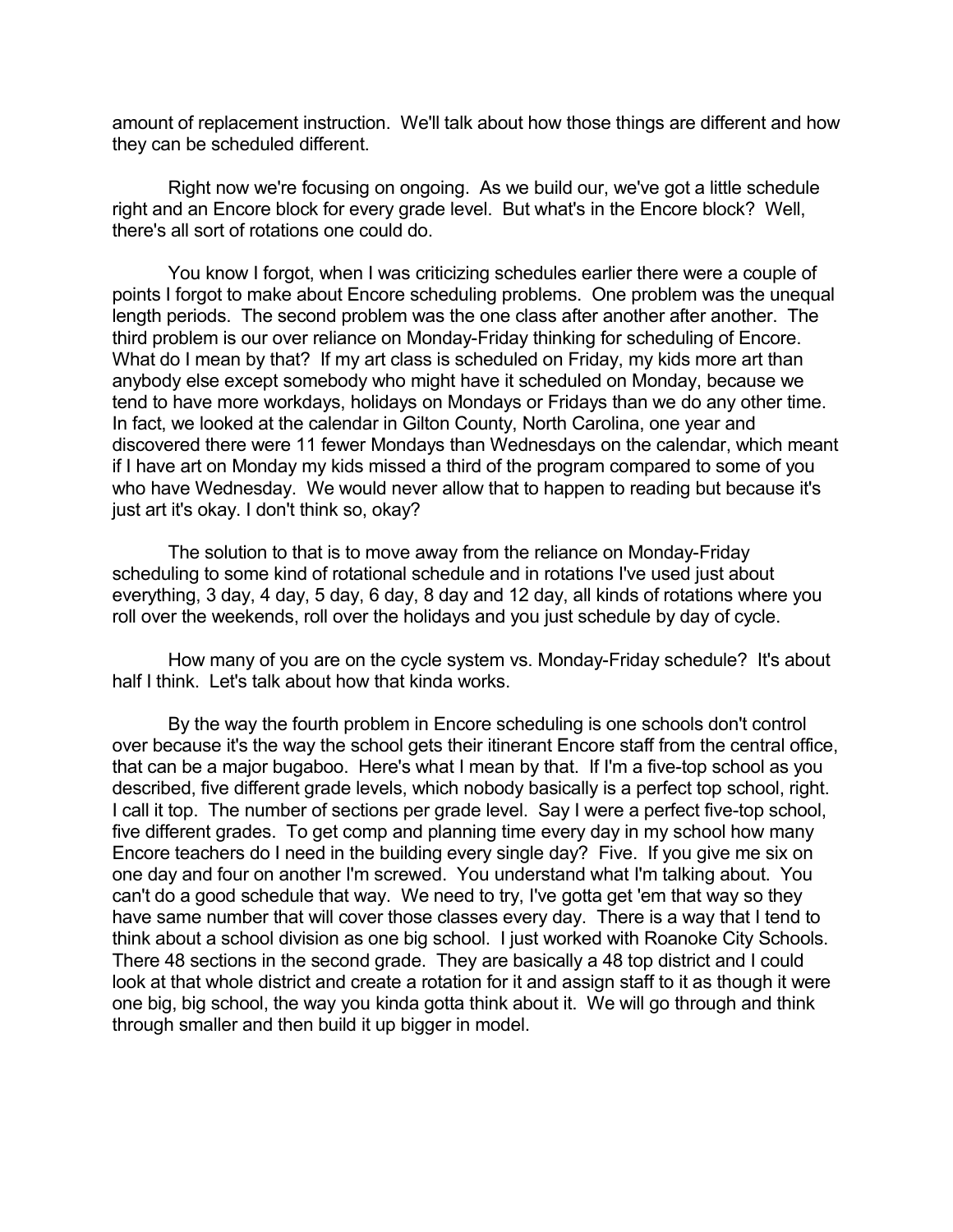amount of replacement instruction. We'll talk about how those things are different and how they can be scheduled different.

Right now we're focusing on ongoing. As we build our, we've got a little schedule right and an Encore block for every grade level. But what's in the Encore block? Well, there's all sort of rotations one could do.

You know I forgot, when I was criticizing schedules earlier there were a couple of points I forgot to make about Encore scheduling problems. One problem was the unequal length periods. The second problem was the one class after another after another. The third problem is our over reliance on Monday-Friday thinking for scheduling of Encore. What do I mean by that? If my art class is scheduled on Friday, my kids more art than anybody else except somebody who might have it scheduled on Monday, because we tend to have more workdays, holidays on Mondays or Fridays than we do any other time. In fact, we looked at the calendar in Gilton County, North Carolina, one year and discovered there were 11 fewer Mondays than Wednesdays on the calendar, which meant if I have art on Monday my kids missed a third of the program compared to some of you who have Wednesday. We would never allow that to happen to reading but because it's just art it's okay. I don't think so, okay?

The solution to that is to move away from the reliance on Monday-Friday scheduling to some kind of rotational schedule and in rotations I've used just about everything, 3 day, 4 day, 5 day, 6 day, 8 day and 12 day, all kinds of rotations where you roll over the weekends, roll over the holidays and you just schedule by day of cycle.

How many of you are on the cycle system vs. Monday-Friday schedule? It's about half I think. Let's talk about how that kinda works.

By the way the fourth problem in Encore scheduling is one schools don't control over because it's the way the school gets their itinerant Encore staff from the central office, that can be a major bugaboo. Here's what I mean by that. If I'm a five-top school as you described, five different grade levels, which nobody basically is a perfect top school, right. I call it top. The number of sections per grade level. Say I were a perfect five-top school, five different grades. To get comp and planning time every day in my school how many Encore teachers do I need in the building every single day? Five. If you give me six on one day and four on another I'm screwed. You understand what I'm talking about. You can't do a good schedule that way. We need to try, I've gotta get 'em that way so they have same number that will cover those classes every day. There is a way that I tend to think about a school division as one big school. I just worked with Roanoke City Schools. There 48 sections in the second grade. They are basically a 48 top district and I could look at that whole district and create a rotation for it and assign staff to it as though it were one big, big school, the way you kinda gotta think about it. We will go through and think through smaller and then build it up bigger in model.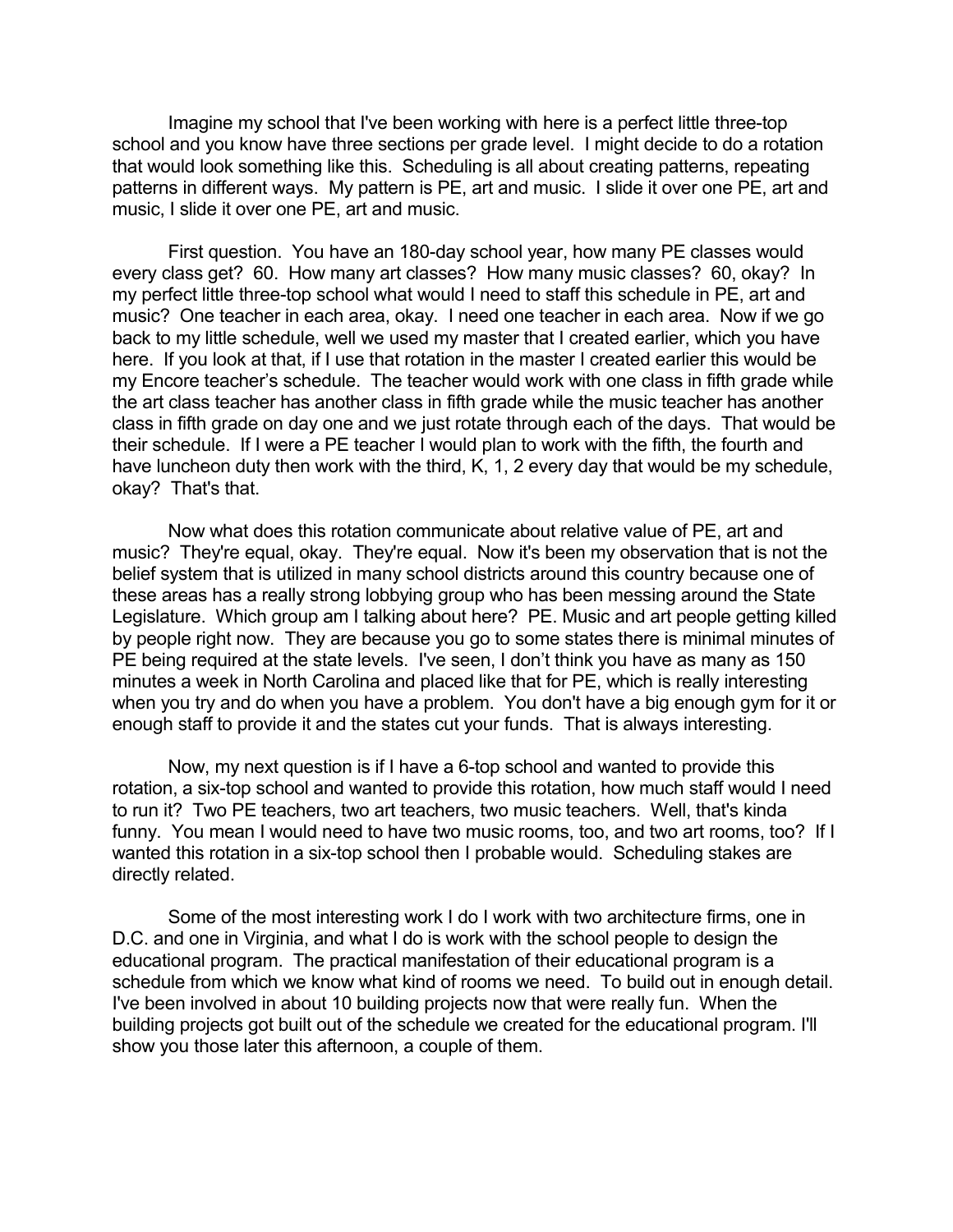Imagine my school that I've been working with here is a perfect little three-top school and you know have three sections per grade level. I might decide to do a rotation that would look something like this. Scheduling is all about creating patterns, repeating patterns in different ways. My pattern is PE, art and music. I slide it over one PE, art and music, I slide it over one PE, art and music.

First question. You have an 180-day school year, how many PE classes would every class get? 60. How many art classes? How many music classes? 60, okay? In my perfect little three-top school what would I need to staff this schedule in PE, art and music? One teacher in each area, okay. I need one teacher in each area. Now if we go back to my little schedule, well we used my master that I created earlier, which you have here. If you look at that, if I use that rotation in the master I created earlier this would be my Encore teacher's schedule. The teacher would work with one class in fifth grade while the art class teacher has another class in fifth grade while the music teacher has another class in fifth grade on day one and we just rotate through each of the days. That would be their schedule. If I were a PE teacher I would plan to work with the fifth, the fourth and have luncheon duty then work with the third, K, 1, 2 every day that would be my schedule, okay? That's that.

Now what does this rotation communicate about relative value of PE, art and music? They're equal, okay. They're equal. Now it's been my observation that is not the belief system that is utilized in many school districts around this country because one of these areas has a really strong lobbying group who has been messing around the State Legislature. Which group am I talking about here? PE. Music and art people getting killed by people right now. They are because you go to some states there is minimal minutes of PE being required at the state levels. I've seen, I don't think you have as many as 150 minutes a week in North Carolina and placed like that for PE, which is really interesting when you try and do when you have a problem. You don't have a big enough gym for it or enough staff to provide it and the states cut your funds. That is always interesting.

Now, my next question is if I have a 6-top school and wanted to provide this rotation, a six-top school and wanted to provide this rotation, how much staff would I need to run it? Two PE teachers, two art teachers, two music teachers. Well, that's kinda funny. You mean I would need to have two music rooms, too, and two art rooms, too? If I wanted this rotation in a six-top school then I probable would. Scheduling stakes are directly related.

Some of the most interesting work I do I work with two architecture firms, one in D.C. and one in Virginia, and what I do is work with the school people to design the educational program. The practical manifestation of their educational program is a schedule from which we know what kind of rooms we need. To build out in enough detail. I've been involved in about 10 building projects now that were really fun. When the building projects got built out of the schedule we created for the educational program. I'll show you those later this afternoon, a couple of them.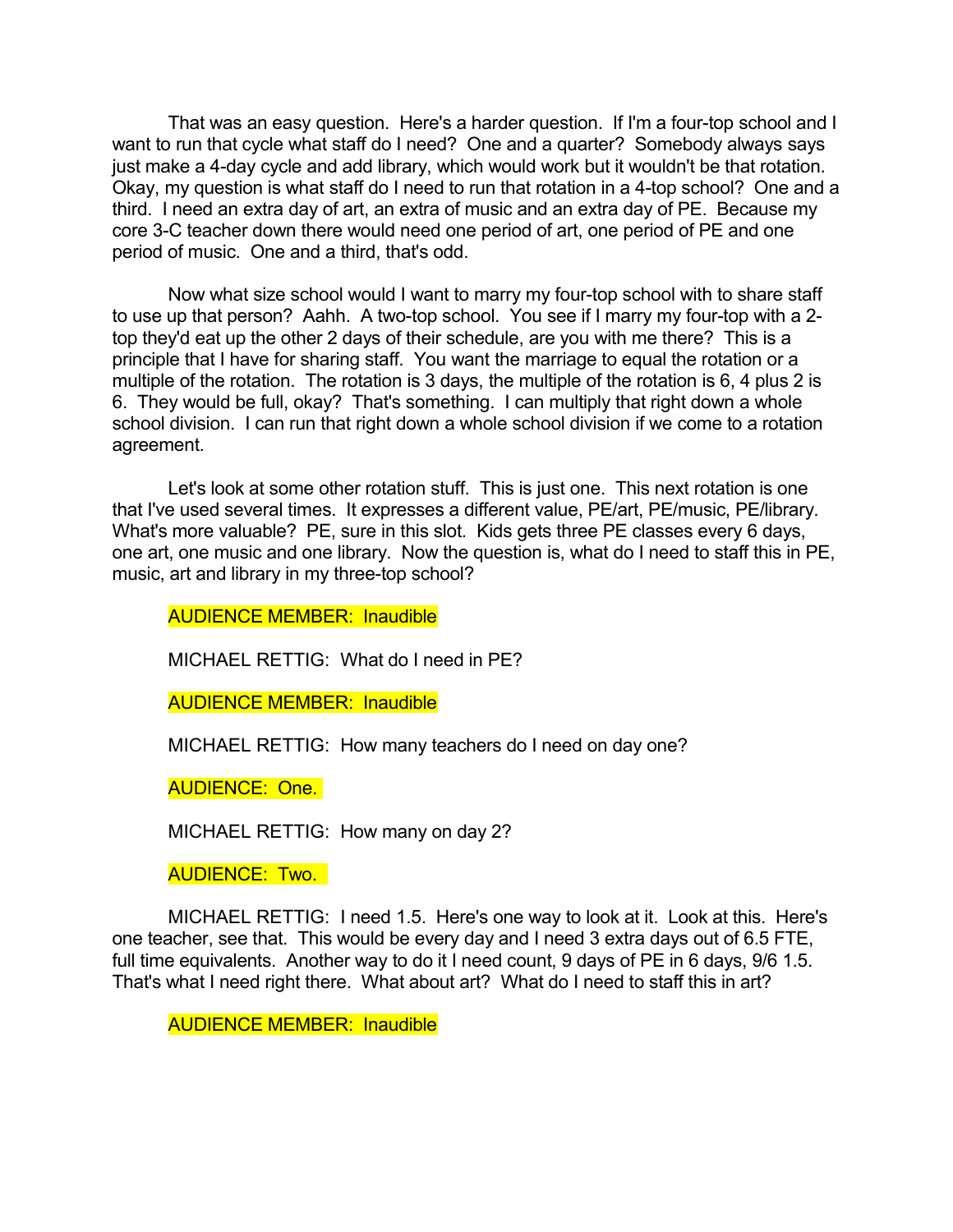That was an easy question. Here's a harder question. If I'm a four-top school and I want to run that cycle what staff do I need? One and a quarter? Somebody always says just make a 4-day cycle and add library, which would work but it wouldn't be that rotation. Okay, my question is what staff do I need to run that rotation in a 4-top school? One and a third. I need an extra day of art, an extra of music and an extra day of PE. Because my core 3-C teacher down there would need one period of art, one period of PE and one period of music. One and a third, that's odd.

Now what size school would I want to marry my four-top school with to share staff to use up that person? Aahh. A two-top school. You see if I marry my four-top with a 2-top they'd eat up the other 2 days of their schedule, are you with me there? This is a principle that I have for sharing staff. You want the marriage to equal the rotation or a multiple of the rotation. The rotation is 3 days, the multiple of the rotation is 6, 4 plus 2 is 6. They would be full, okay? That's something. I can multiply that right down a whole school division. I can run that right down a whole school division if we come to a rotation agreement.

Let's look at some other rotation stuff. This is just one. This next rotation is one that I've used several times. It expresses a different value, PE/art, PE/music, PE/library. What's more valuable? PE, sure in this slot. Kids gets three PE classes every 6 days, one art, one music and one library. Now the question is, what do I need to staff this in PE, music, art and library in my three-top school?

AUDIENCE MEMBER: Inaudible

MICHAEL RETTIG: What do I need in PE?

AUDIENCE MEMBER: Inaudible

MICHAEL RETTIG: How many teachers do I need on day one?

AUDIENCE: One.

MICHAEL RETTIG: How many on day 2?

AUDIENCE: Two.

MICHAEL RETTIG: I need 1.5. Here's one way to look at it. Look at this. Here's one teacher, see that. This would be every day and I need 3 extra days out of 6.5 FTE, full time equivalents. Another way to do it I need count, 9 days of PE in 6 days, 9/6 1.5. That's what I need right there. What about art? What do I need to staff this in art?

AUDIENCE MEMBER: Inaudible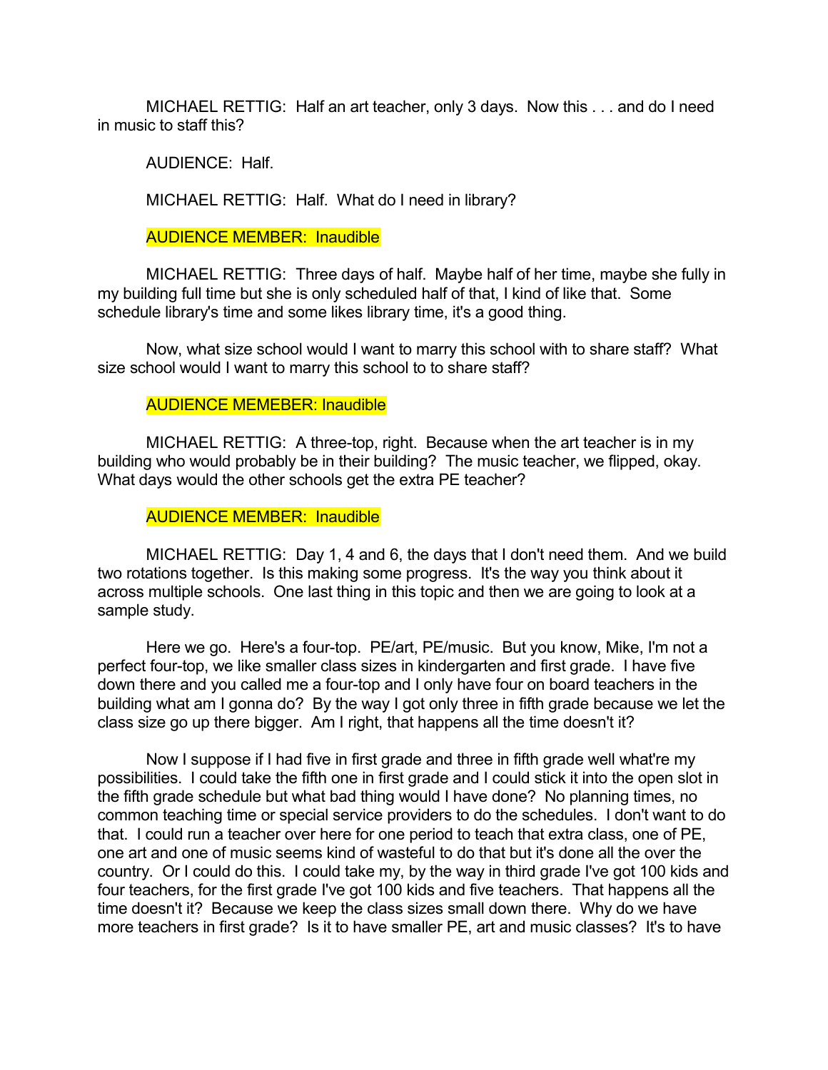MICHAEL RETTIG: Half an art teacher, only 3 days. Now this . . . and do I need in music to staff this?

AUDIENCE: Half.

MICHAEL RETTIG: Half. What do I need in library?

AUDIENCE MEMBER: Inaudible

MICHAEL RETTIG: Three days of half. Maybe half of her time, maybe she fully in my building full time but she is only scheduled half of that, I kind of like that. Some schedule library's time and some likes library time, it's a good thing.

Now, what size school would I want to marry this school with to share staff? What size school would I want to marry this school to to share staff?

AUDIENCE MEMEBER: Inaudible

MICHAEL RETTIG: A three-top, right. Because when the art teacher is in my building who would probably be in their building? The music teacher, we flipped, okay. What days would the other schools get the extra PE teacher?

AUDIENCE MEMBER: Inaudible

MICHAEL RETTIG: Day 1, 4 and 6, the days that I don't need them. And we build two rotations together. Is this making some progress. It's the way you think about it across multiple schools. One last thing in this topic and then we are going to look at a sample study.

Here we go. Here's a four-top. PE/art, PE/music. But you know, Mike, I'm not a perfect four-top, we like smaller class sizes in kindergarten and first grade. I have five down there and you called me a four-top and I only have four on board teachers in the building what am I gonna do? By the way I got only three in fifth grade because we let the class size go up there bigger. Am I right, that happens all the time doesn't it?

Now I suppose if I had five in first grade and three in fifth grade well what're my possibilities. I could take the fifth one in first grade and I could stick it into the open slot in the fifth grade schedule but what bad thing would I have done? No planning times, no common teaching time or special service providers to do the schedules. I don't want to do that. I could run a teacher over here for one period to teach that extra class, one of PE, one art and one of music seems kind of wasteful to do that but it's done all the over the country. Or I could do this. I could take my, by the way in third grade I've got 100 kids and four teachers, for the first grade I've got 100 kids and five teachers. That happens all the time doesn't it? Because we keep the class sizes small down there. Why do we have more teachers in first grade? Is it to have smaller PE, art and music classes? It's to have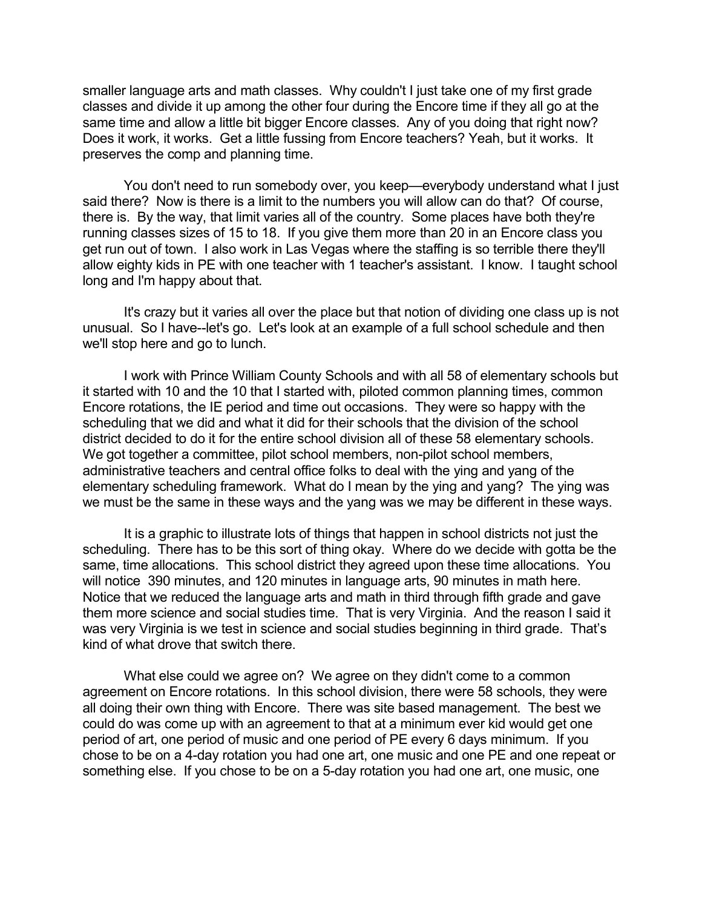smaller language arts and math classes. Why couldn't I just take one of my first grade classes and divide it up among the other four during the Encore time if they all go at the same time and allow a little bit bigger Encore classes. Any of you doing that right now? Does it work, it works. Get a little fussing from Encore teachers? Yeah, but it works. It preserves the comp and planning time.

You don't need to run somebody over, you keep—everybody understand what I just said there? Now is there is a limit to the numbers you will allow can do that? Of course, there is. By the way, that limit varies all of the country. Some places have both they're running classes sizes of 15 to 18. If you give them more than 20 in an Encore class you get run out of town. I also work in Las Vegas where the staffing is so terrible there they'll allow eighty kids in PE with one teacher with 1 teacher's assistant. I know. I taught school long and I'm happy about that.

It's crazy but it varies all over the place but that notion of dividing one class up is not unusual. So I have--let's go. Let's look at an example of a full school schedule and then we'll stop here and go to lunch.

I work with Prince William County Schools and with all 58 of elementary schools but it started with 10 and the 10 that I started with, piloted common planning times, common Encore rotations, the IE period and time out occasions. They were so happy with the scheduling that we did and what it did for their schools that the division of the school district decided to do it for the entire school division all of these 58 elementary schools. We got together a committee, pilot school members, non-pilot school members, administrative teachers and central office folks to deal with the ying and yang of the elementary scheduling framework. What do I mean by the ying and yang? The ying was we must be the same in these ways and the yang was we may be different in these ways.

It is a graphic to illustrate lots of things that happen in school districts not just the scheduling. There has to be this sort of thing okay. Where do we decide with gotta be the same, time allocations. This school district they agreed upon these time allocations. You will notice 390 minutes, and 120 minutes in language arts, 90 minutes in math here. Notice that we reduced the language arts and math in third through fifth grade and gave them more science and social studies time. That is very Virginia. And the reason I said it was very Virginia is we test in science and social studies beginning in third grade. That's kind of what drove that switch there.

What else could we agree on? We agree on they didn't come to a common agreement on Encore rotations. In this school division, there were 58 schools, they were all doing their own thing with Encore. There was site based management. The best we could do was come up with an agreement to that at a minimum ever kid would get one period of art, one period of music and one period of PE every 6 days minimum. If you chose to be on a 4-day rotation you had one art, one music and one PE and one repeat or something else. If you chose to be on a 5-day rotation you had one art, one music, one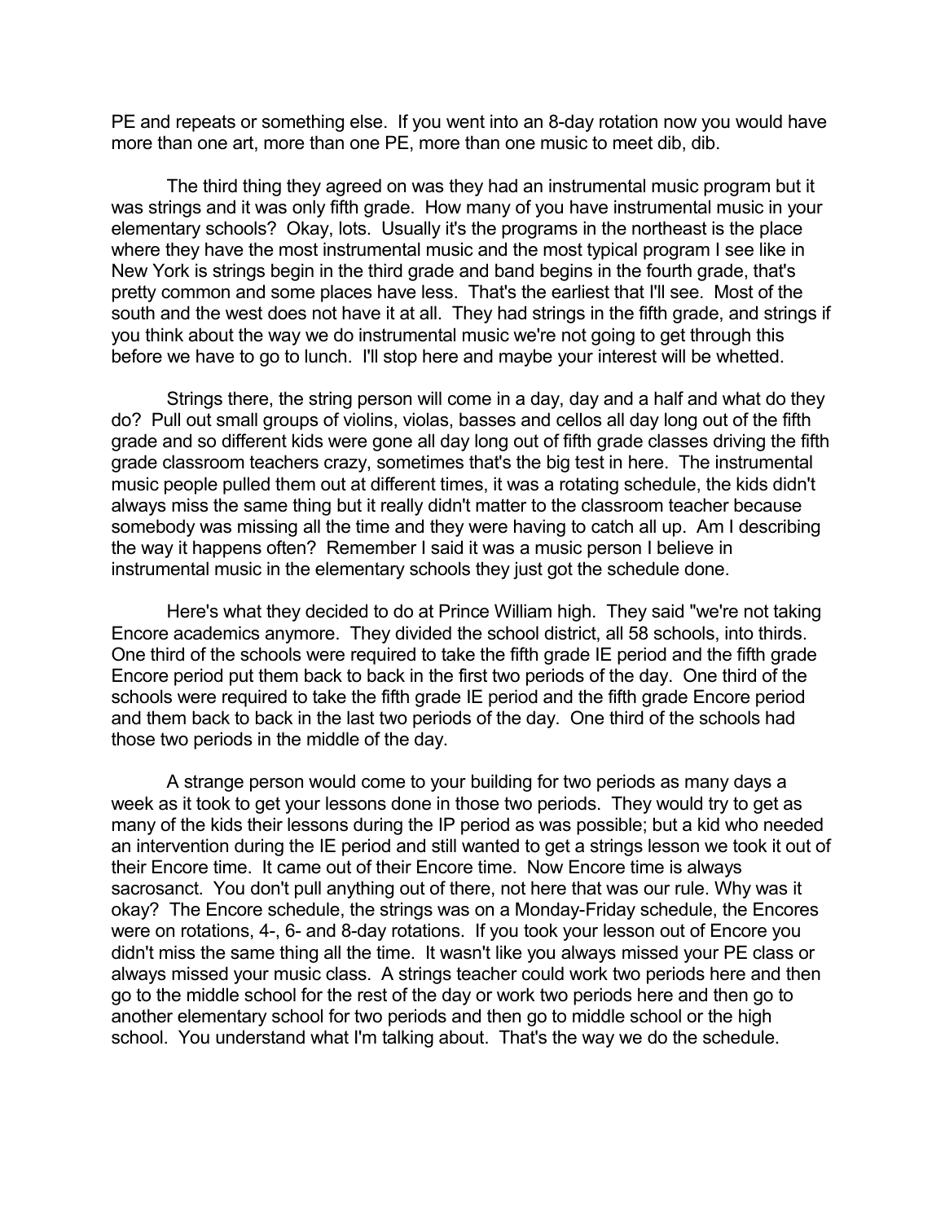PE and repeats or something else. If you went into an 8-day rotation now you would have more than one art, more than one PE, more than one music to meet dib, dib.

The third thing they agreed on was they had an instrumental music program but it was strings and it was only fifth grade. How many of you have instrumental music in your elementary schools? Okay, lots. Usually it's the programs in the northeast is the place where they have the most instrumental music and the most typical program I see like in New York is strings begin in the third grade and band begins in the fourth grade, that's pretty common and some places have less. That's the earliest that I'll see. Most of the south and the west does not have it at all. They had strings in the fifth grade, and strings if you think about the way we do instrumental music we're not going to get through this before we have to go to lunch. I'll stop here and maybe your interest will be whetted.

Strings there, the string person will come in a day, day and a half and what do they do? Pull out small groups of violins, violas, basses and cellos all day long out of the fifth grade and so different kids were gone all day long out of fifth grade classes driving the fifth grade classroom teachers crazy, sometimes that's the big test in here. The instrumental music people pulled them out at different times, it was a rotating schedule, the kids didn't always miss the same thing but it really didn't matter to the classroom teacher because somebody was missing all the time and they were having to catch all up. Am I describing the way it happens often? Remember I said it was a music person I believe in instrumental music in the elementary schools they just got the schedule done.

Here's what they decided to do at Prince William high. They said "we're not taking Encore academics anymore. They divided the school district, all 58 schools, into thirds. One third of the schools were required to take the fifth grade IE period and the fifth grade Encore period put them back to back in the first two periods of the day. One third of the schools were required to take the fifth grade IE period and the fifth grade Encore period and them back to back in the last two periods of the day. One third of the schools had those two periods in the middle of the day.

A strange person would come to your building for two periods as many days a week as it took to get your lessons done in those two periods. They would try to get as many of the kids their lessons during the IP period as was possible; but a kid who needed an intervention during the IE period and still wanted to get a strings lesson we took it out of their Encore time. It came out of their Encore time. Now Encore time is always sacrosanct. You don't pull anything out of there, not here that was our rule. Why was it okay? The Encore schedule, the strings was on a Monday-Friday schedule, the Encores were on rotations, 4-, 6- and 8-day rotations. If you took your lesson out of Encore you didn't miss the same thing all the time. It wasn't like you always missed your PE class or always missed your music class. A strings teacher could work two periods here and then go to the middle school for the rest of the day or work two periods here and then go to another elementary school for two periods and then go to middle school or the high school. You understand what I'm talking about. That's the way we do the schedule.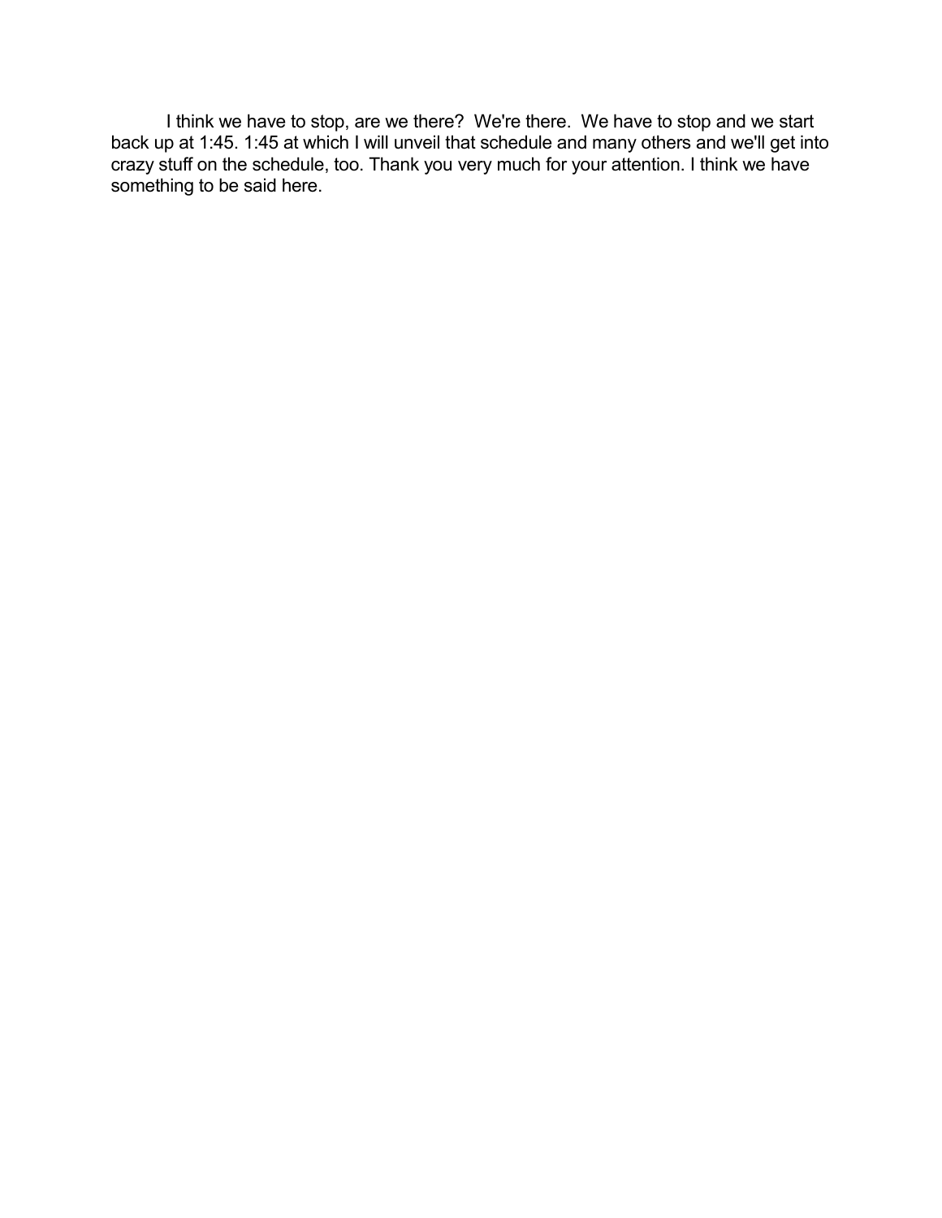I think we have to stop, are we there? We're there. We have to stop and we start back up at 1:45. 1:45 at which I will unveil that schedule and many others and we'll get into crazy stuff on the schedule, too. Thank you very much for your attention. I think we have something to be said here.